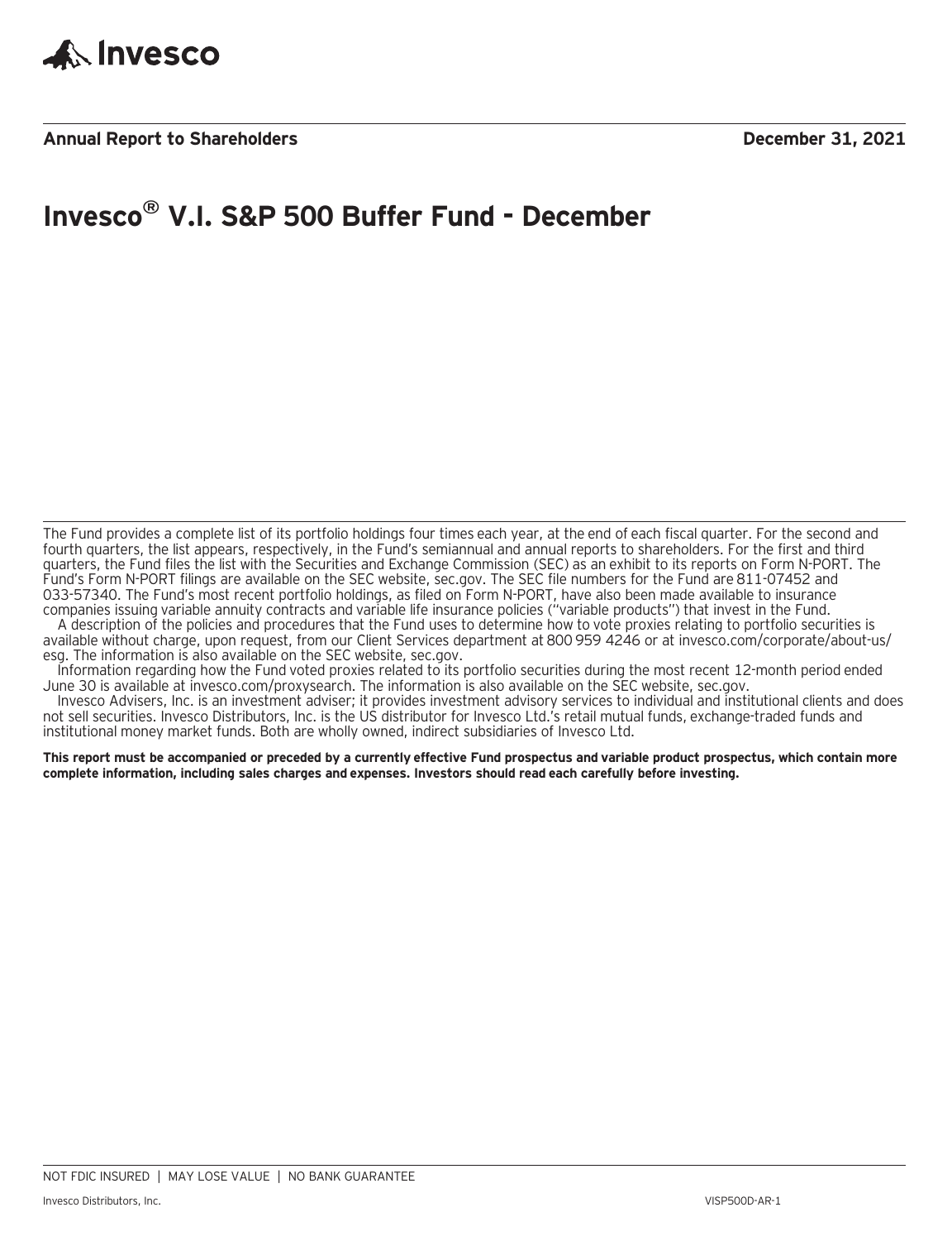Invesco

**Annual Report to Shareholders** **December 31, 2021**

# Invesco® V.I. S&P 500 Buffer Fund - December

The Fund provides a complete list of its portfolio holdings four times each year, at the end of each fiscal quarter. For the second and fourth quarters, the list appears, respectively, in the Fund's semiannual and annual reports to shareholders. For the first and third quarters, the Fund files the list with the Securities and Exchange Commission (SEC) as an exhibit to its reports on Form N-PORT. The Fund's Form N-PORT filings are available on the SEC website, sec.gov. The SEC file numbers for the Fund are 811-07452 and 033-57340. The Fund's most recent portfolio holdings, as filed on Form N-PORT, have also been made available to insurance companies issuing variable annuity contracts and variable life insurance policies ("variable products") that invest in the Fund.

A description of the policies and procedures that the Fund uses to determine how to vote proxies relating to portfolio securities is available without charge, upon request, from our Client Services department at 800 959 4246 or at invesco.com/corporate/about-us/esg. The information is also available on the SEC website, sec.gov.

Information regarding how the Fund voted proxies related to its portfolio securities during the most recent 12-month period ended June 30 is available at invesco.com/proxysearch. The information is also available on the SEC website, sec.gov.

Invesco Advisers, Inc. is an investment adviser; it provides investment advisory services to individual and institutional clients and does not sell securities. Invesco Distributors, Inc. is the US distributor for Invesco Ltd.'s retail mutual funds, exchange-traded funds and institutional money market funds. Both are wholly owned, indirect subsidiaries of Invesco Ltd.

**This report must be accompanied or preceded by a currently effective Fund prospectus and variable product prospectus, which contain more complete information, including sales charges and expenses. Investors should read each carefully before investing.**

NOT FDIC INSURED | MAY LOSE VALUE | NO BANK GUARANTEE

Invesco Distributors, Inc. VISP500D-AR-1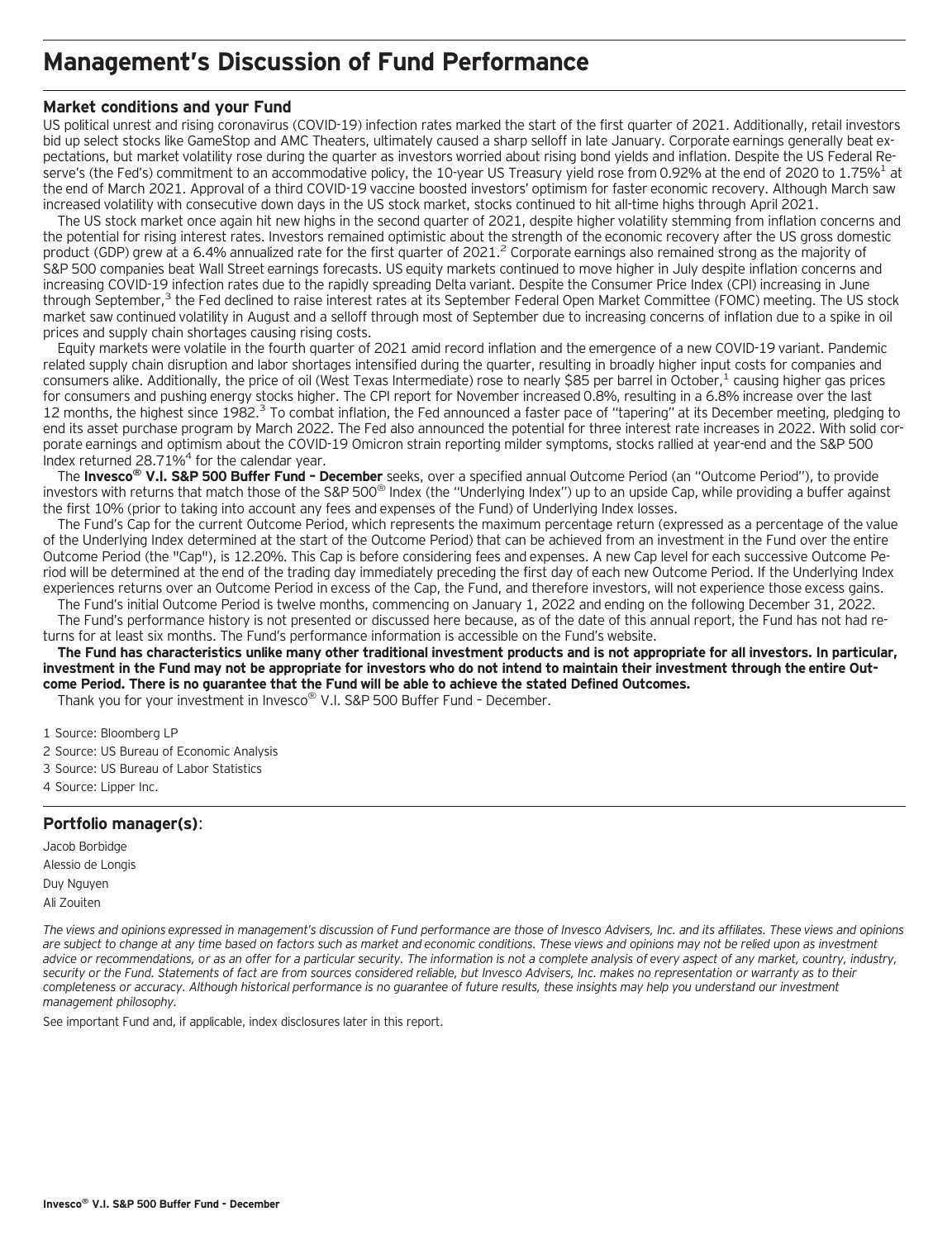# Management's Discussion of Fund Performance

### Market conditions and your Fund

US political unrest and rising coronavirus (COVID-19) infection rates marked the start of the first quarter of 2021. Additionally, retail investors bid up select stocks like GameStop and AMC Theaters, ultimately caused a sharp selloff in late January. Corporate earnings generally beat expectations, but market volatility rose during the quarter as investors worried about rising bond yields and inflation. Despite the US Federal Reserve's (the Fed's) commitment to an accommodative policy, the 10-year US Treasury yield rose from 0.92% at the end of 2020 to 1.75%[1] at the end of March 2021. Approval of a third COVID-19 vaccine boosted investors' optimism for faster economic recovery. Although March saw increased volatility with consecutive down days in the US stock market, stocks continued to hit all-time highs through April 2021.

The US stock market once again hit new highs in the second quarter of 2021, despite higher volatility stemming from inflation concerns and the potential for rising interest rates. Investors remained optimistic about the strength of the economic recovery after the US gross domestic product (GDP) grew at a 6.4% annualized rate for the first quarter of 2021.[2] Corporate earnings also remained strong as the majority of S&P 500 companies beat Wall Street earnings forecasts. US equity markets continued to move higher in July despite inflation concerns and increasing COVID-19 infection rates due to the rapidly spreading Delta variant. Despite the Consumer Price Index (CPI) increasing in June through September,[3] the Fed declined to raise interest rates at its September Federal Open Market Committee (FOMC) meeting. The US stock market saw continued volatility in August and a selloff through most of September due to increasing concerns of inflation due to a spike in oil prices and supply chain shortages causing rising costs.

Equity markets were volatile in the fourth quarter of 2021 amid record inflation and the emergence of a new COVID-19 variant. Pandemic related supply chain disruption and labor shortages intensified during the quarter, resulting in broadly higher input costs for companies and consumers alike. Additionally, the price of oil (West Texas Intermediate) rose to nearly $85 per barrel in October,[1] causing higher gas prices for consumers and pushing energy stocks higher. The CPI report for November increased 0.8%, resulting in a 6.8% increase over the last 12 months, the highest since 1982.[3] To combat inflation, the Fed announced a faster pace of "tapering" at its December meeting, pledging to end its asset purchase program by March 2022. The Fed also announced the potential for three interest rate increases in 2022. With solid corporate earnings and optimism about the COVID-19 Omicron strain reporting milder symptoms, stocks rallied at year-end and the S&P 500 Index returned 28.71%[4] for the calendar year.

The **Invesco® V.I. S&P 500 Buffer Fund – December** seeks, over a specified annual Outcome Period (an "Outcome Period"), to provide investors with returns that match those of the S&P 500® Index (the "Underlying Index") up to an upside Cap, while providing a buffer against the first 10% (prior to taking into account any fees and expenses of the Fund) of Underlying Index losses.

The Fund's Cap for the current Outcome Period, which represents the maximum percentage return (expressed as a percentage of the value of the Underlying Index determined at the start of the Outcome Period) that can be achieved from an investment in the Fund over the entire Outcome Period (the "Cap"), is 12.20%. This Cap is before considering fees and expenses. A new Cap level for each successive Outcome Period will be determined at the end of the trading day immediately preceding the first day of each new Outcome Period. If the Underlying Index experiences returns over an Outcome Period in excess of the Cap, the Fund, and therefore investors, will not experience those excess gains.

The Fund's initial Outcome Period is twelve months, commencing on January 1, 2022 and ending on the following December 31, 2022.

The Fund's performance history is not presented or discussed here because, as of the date of this annual report, the Fund has not had returns for at least six months. The Fund's performance information is accessible on the Fund's website.

**The Fund has characteristics unlike many other traditional investment products and is not appropriate for all investors. In particular, investment in the Fund may not be appropriate for investors who do not intend to maintain their investment through the entire Outcome Period. There is no guarantee that the Fund will be able to achieve the stated Defined Outcomes.**

Thank you for your investment in Invesco® V.I. S&P 500 Buffer Fund – December.

1 Source: Bloomberg LP

2 Source: US Bureau of Economic Analysis

3 Source: US Bureau of Labor Statistics

4 Source: Lipper Inc.

### Portfolio manager(s):

Jacob Borbidge

Alessio de Longis

Duy Nguyen

Ali Zouiten

*The views and opinions expressed in management's discussion of Fund performance are those of Invesco Advisers, Inc. and its affiliates. These views and opinions are subject to change at any time based on factors such as market and economic conditions. These views and opinions may not be relied upon as investment advice or recommendations, or as an offer for a particular security. The information is not a complete analysis of every aspect of any market, country, industry, security or the Fund. Statements of fact are from sources considered reliable, but Invesco Advisers, Inc. makes no representation or warranty as to their completeness or accuracy. Although historical performance is no guarantee of future results, these insights may help you understand our investment management philosophy.*

See important Fund and, if applicable, index disclosures later in this report.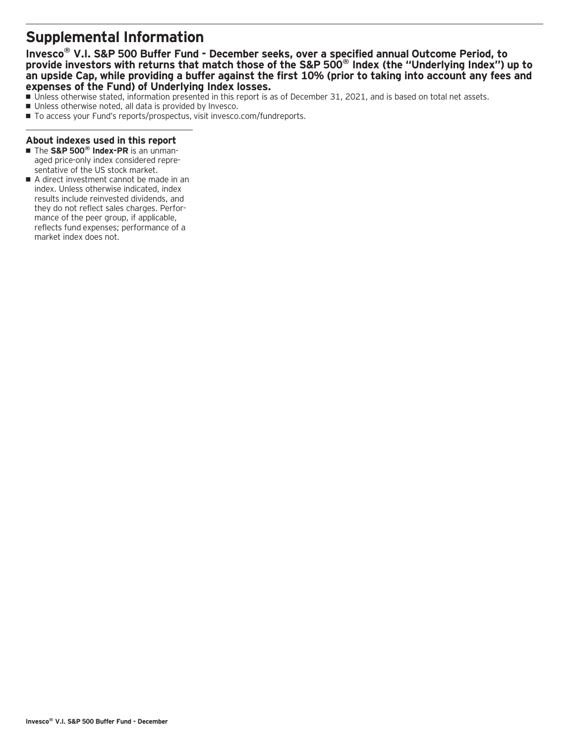# Supplemental Information

**Invesco® V.I. S&P 500 Buffer Fund - December seeks, over a specified annual Outcome Period, to provide investors with returns that match those of the S&P 500® Index (the "Underlying Index") up to an upside Cap, while providing a buffer against the first 10% (prior to taking into account any fees and expenses of the Fund) of Underlying Index losses.**

- Unless otherwise stated, information presented in this report is as of December 31, 2021, and is based on total net assets.
- Unless otherwise noted, all data is provided by Invesco.
- To access your Fund's reports/prospectus, visit invesco.com/fundreports.

### About indexes used in this report

- The **S&P 500® Index-PR** is an unmanaged price-only index considered representative of the US stock market.
- A direct investment cannot be made in an index. Unless otherwise indicated, index results include reinvested dividends, and they do not reflect sales charges. Performance of the peer group, if applicable, reflects fund expenses; performance of a market index does not.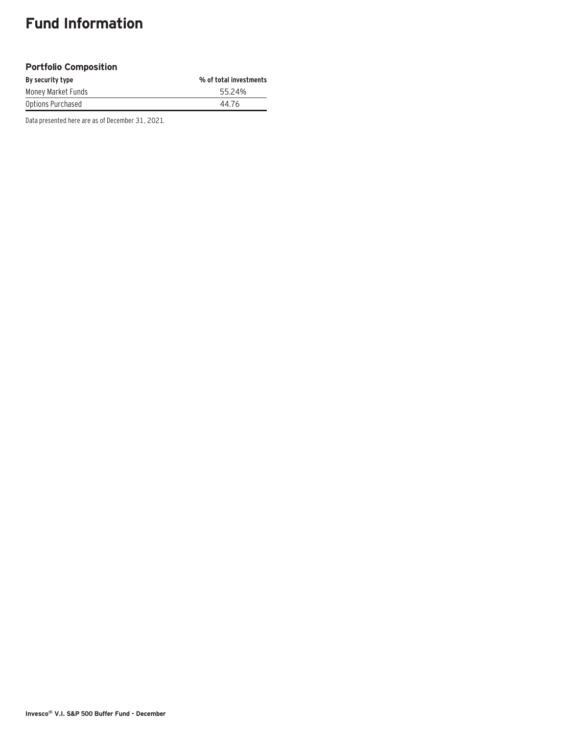# Fund Information

### Portfolio Composition

| By security type | % of total investments |
|---|---|
| Money Market Funds | 55.24% |
| Options Purchased | 44.76 |

Data presented here are as of December 31, 2021.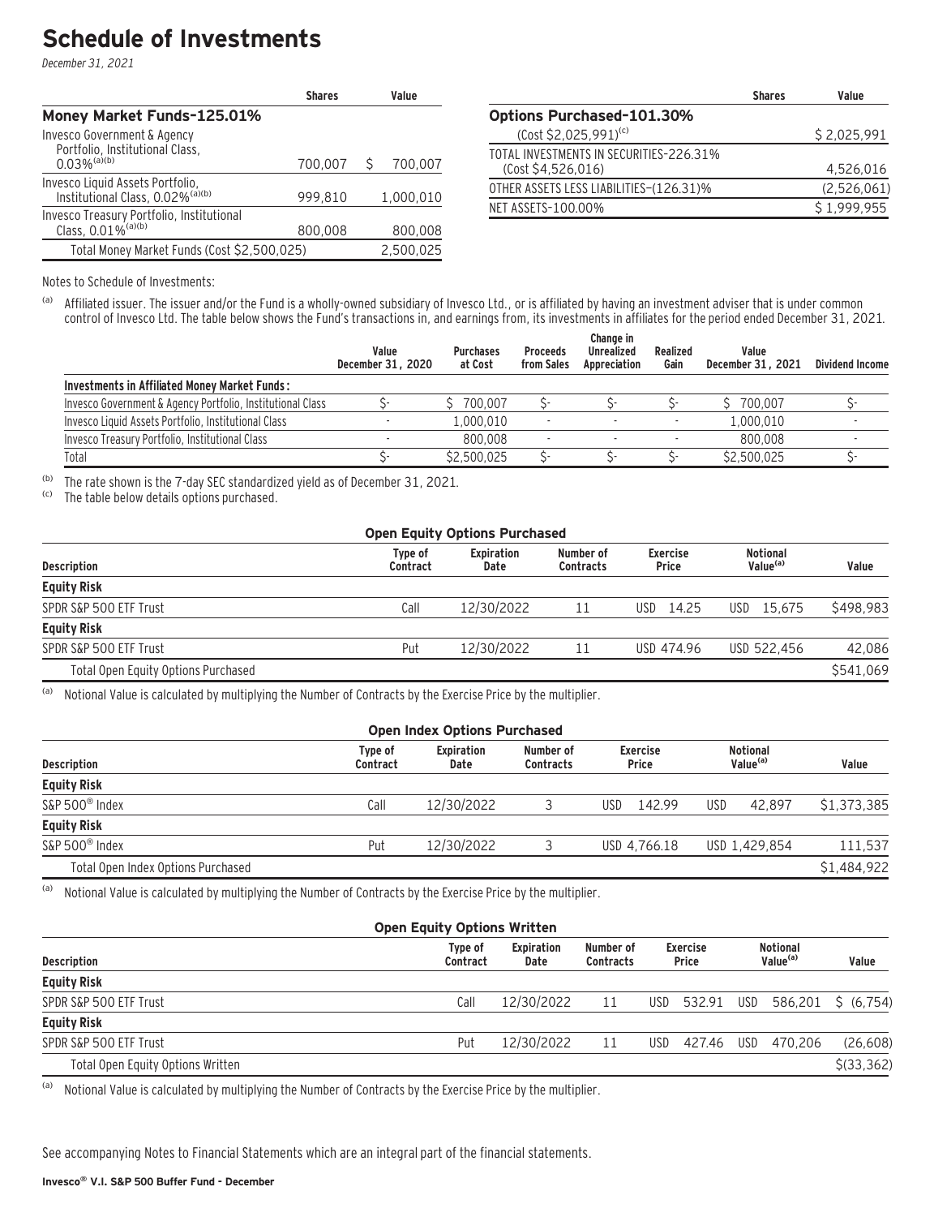# Schedule of Investments

*December 31, 2021*

| | Shares | Value |
|---|---|---|
| **Money Market Funds-125.01%** | | |
| Invesco Government & Agency Portfolio, Institutional Class, 0.03%[(a)(b)] | 700,007 | $ 700,007 |
| Invesco Liquid Assets Portfolio, Institutional Class, 0.02%[(a)(b)] | 999,810 | 1,000,010 |
| Invesco Treasury Portfolio, Institutional Class, 0.01%[(a)(b)] | 800,008 | 800,008 |
| Total Money Market Funds (Cost $2,500,025) | | 2,500,025 |

| | Shares | Value |
|---|---|---|
| **Options Purchased-101.30%** | | |
| (Cost $2,025,991)[(c)] | | $ 2,025,991 |
| TOTAL INVESTMENTS IN SECURITIES-226.31% (Cost $4,526,016) | | 4,526,016 |
| OTHER ASSETS LESS LIABILITIES-(126.31)% | | (2,526,061) |
| NET ASSETS-100.00% | | $ 1,999,955 |

Notes to Schedule of Investments:

(a) Affiliated issuer. The issuer and/or the Fund is a wholly-owned subsidiary of Invesco Ltd., or is affiliated by having an investment adviser that is under common control of Invesco Ltd. The table below shows the Fund's transactions in, and earnings from, its investments in affiliates for the period ended December 31, 2021.

| | Value December 31, 2020 | Purchases at Cost | Proceeds from Sales | Change in Unrealized Appreciation | Realized Gain | Value December 31, 2021 | Dividend Income |
|---|---|---|---|---|---|---|---|
| **Investments in Affiliated Money Market Funds:** | | | | | | | |
| Invesco Government & Agency Portfolio, Institutional Class | $- | $ 700,007 | $- | $- | $- | $ 700,007 | $- |
| Invesco Liquid Assets Portfolio, Institutional Class | - | 1,000,010 | - | - | - | 1,000,010 | - |
| Invesco Treasury Portfolio, Institutional Class | - | 800,008 | - | - | - | 800,008 | - |
| Total | $- | $2,500,025 | $- | $- | $- | $2,500,025 | $- |

(b) The rate shown is the 7-day SEC standardized yield as of December 31, 2021.

(c) The table below details options purchased.

**Open Equity Options Purchased**

| Description | Type of Contract | Expiration Date | Number of Contracts | Exercise Price | Notional Value[(a)] | Value |
|---|---|---|---|---|---|---|
| **Equity Risk** | | | | | | |
| SPDR S&P 500 ETF Trust | Call | 12/30/2022 | 11 | USD 14.25 | USD 15,675 | $498,983 |
| **Equity Risk** | | | | | | |
| SPDR S&P 500 ETF Trust | Put | 12/30/2022 | 11 | USD 474.96 | USD 522,456 | 42,086 |
| Total Open Equity Options Purchased | | | | | | $541,069 |

(a) Notional Value is calculated by multiplying the Number of Contracts by the Exercise Price by the multiplier.

**Open Index Options Purchased**

| Description | Type of Contract | Expiration Date | Number of Contracts | Exercise Price | Notional Value[(a)] | Value |
|---|---|---|---|---|---|---|
| **Equity Risk** | | | | | | |
| S&P 500® Index | Call | 12/30/2022 | 3 | USD 142.99 | USD 42,897 | $1,373,385 |
| **Equity Risk** | | | | | | |
| S&P 500® Index | Put | 12/30/2022 | 3 | USD 4,766.18 | USD 1,429,854 | 111,537 |
| Total Open Index Options Purchased | | | | | | $1,484,922 |

(a) Notional Value is calculated by multiplying the Number of Contracts by the Exercise Price by the multiplier.

**Open Equity Options Written**

| Description | Type of Contract | Expiration Date | Number of Contracts | Exercise Price | Notional Value[(a)] | Value |
|---|---|---|---|---|---|---|
| **Equity Risk** | | | | | | |
| SPDR S&P 500 ETF Trust | Call | 12/30/2022 | 11 | USD 532.91 | USD 586,201 | $ (6,754) |
| **Equity Risk** | | | | | | |
| SPDR S&P 500 ETF Trust | Put | 12/30/2022 | 11 | USD 427.46 | USD 470,206 | (26,608) |
| Total Open Equity Options Written | | | | | | $(33,362) |

(a) Notional Value is calculated by multiplying the Number of Contracts by the Exercise Price by the multiplier.

See accompanying Notes to Financial Statements which are an integral part of the financial statements.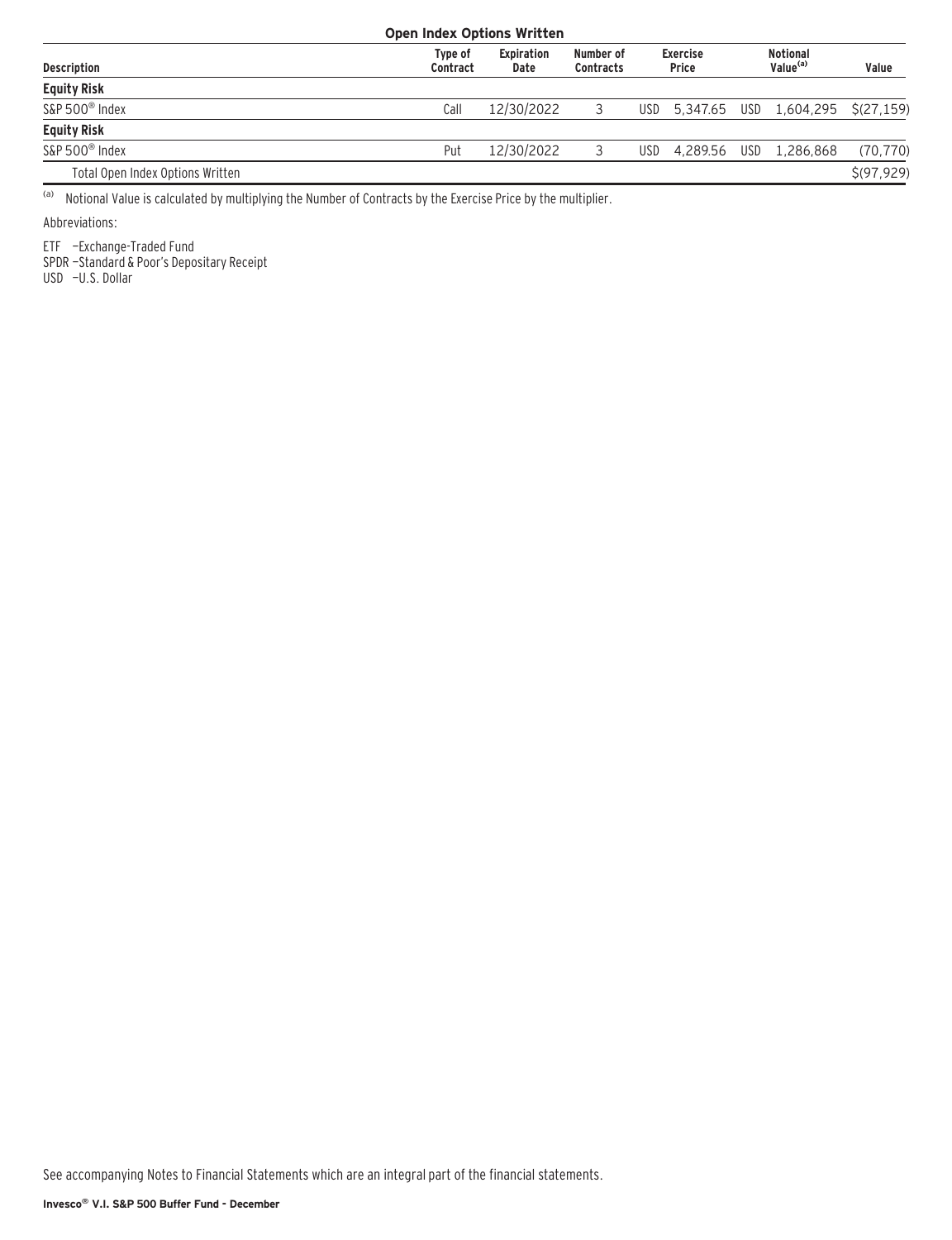**Open Index Options Written**

| Description | Type of Contract | Expiration Date | Number of Contracts | Exercise Price | | Notional Value[(a)] | | Value |
|---|---|---|---|---|---|---|---|---|
| **Equity Risk** | | | | | | | | |
| S&P 500® Index | Call | 12/30/2022 | 3 | USD | 5,347.65 | USD | 1,604,295 | $(27,159) |
| **Equity Risk** | | | | | | | | |
| S&P 500® Index | Put | 12/30/2022 | 3 | USD | 4,289.56 | USD | 1,286,868 | (70,770) |
| Total Open Index Options Written | | | | | | | | $(97,929) |

(a) Notional Value is calculated by multiplying the Number of Contracts by the Exercise Price by the multiplier.

Abbreviations:

ETF —Exchange-Traded Fund
SPDR —Standard & Poor's Depositary Receipt
USD —U.S. Dollar

See accompanying Notes to Financial Statements which are an integral part of the financial statements.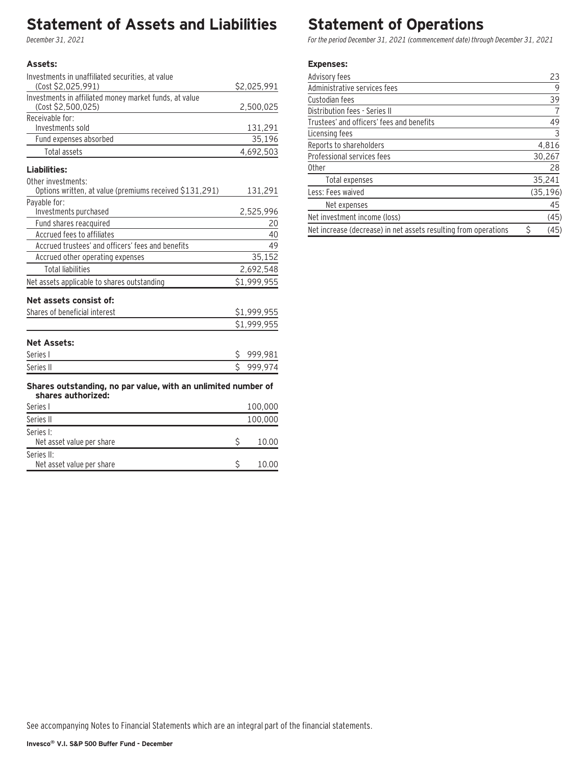# Statement of Assets and Liabilities

*December 31, 2021*

| | |
|---|---|
| **Assets:** | |
| Investments in unaffiliated securities, at value (Cost $2,025,991) | $2,025,991 |
| Investments in affiliated money market funds, at value (Cost $2,500,025) | 2,500,025 |
| Receivable for: | |
| Investments sold | 131,291 |
| Fund expenses absorbed | 35,196 |
| Total assets | 4,692,503 |
| **Liabilities:** | |
| Other investments: | |
| Options written, at value (premiums received $131,291) | 131,291 |
| Payable for: | |
| Investments purchased | 2,525,996 |
| Fund shares reacquired | 20 |
| Accrued fees to affiliates | 40 |
| Accrued trustees' and officers' fees and benefits | 49 |
| Accrued other operating expenses | 35,152 |
| Total liabilities | 2,692,548 |
| Net assets applicable to shares outstanding | $1,999,955 |
| **Net assets consist of:** | |
| Shares of beneficial interest | $1,999,955 |
| | $1,999,955 |
| **Net Assets:** | |
| Series I | $ 999,981 |
| Series II | $ 999,974 |
| **Shares outstanding, no par value, with an unlimited number of shares authorized:** | |
| Series I | 100,000 |
| Series II | 100,000 |
| Series I: | |
| Net asset value per share | $ 10.00 |
| Series II: | |
| Net asset value per share | $ 10.00 |

# Statement of Operations

*For the period December 31, 2021 (commencement date) through December 31, 2021*

| | |
|---|---|
| **Expenses:** | |
| Advisory fees | 23 |
| Administrative services fees | 9 |
| Custodian fees | 39 |
| Distribution fees - Series II | 7 |
| Trustees' and officers' fees and benefits | 49 |
| Licensing fees | 3 |
| Reports to shareholders | 4,816 |
| Professional services fees | 30,267 |
| Other | 28 |
| Total expenses | 35,241 |
| Less: Fees waived | (35,196) |
| Net expenses | 45 |
| Net investment income (loss) | (45) |
| Net increase (decrease) in net assets resulting from operations | $ (45) |

See accompanying Notes to Financial Statements which are an integral part of the financial statements.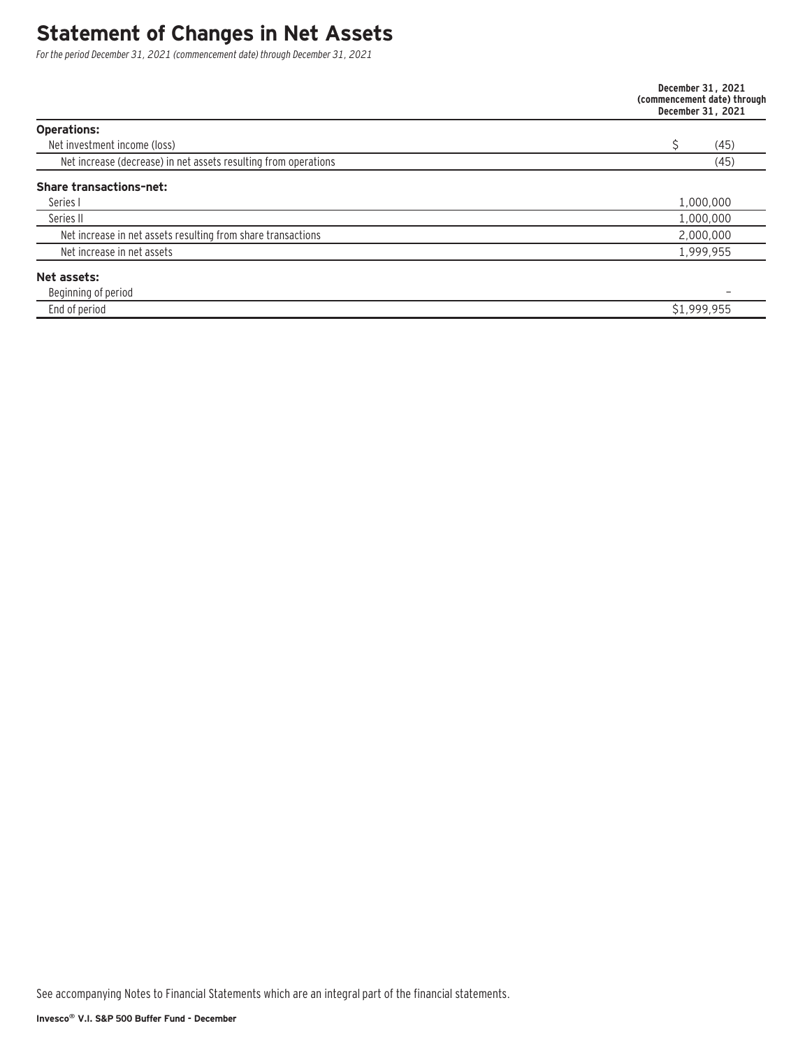# Statement of Changes in Net Assets

*For the period December 31, 2021 (commencement date) through December 31, 2021*

| | December 31, 2021 (commencement date) through December 31, 2021 |
|---|---|
| **Operations:** | |
| Net investment income (loss) | $ (45) |
| Net increase (decrease) in net assets resulting from operations | (45) |
| **Share transactions–net:** | |
| Series I | 1,000,000 |
| Series II | 1,000,000 |
| Net increase in net assets resulting from share transactions | 2,000,000 |
| Net increase in net assets | 1,999,955 |
| **Net assets:** | |
| Beginning of period | – |
| End of period | $1,999,955 |

See accompanying Notes to Financial Statements which are an integral part of the financial statements.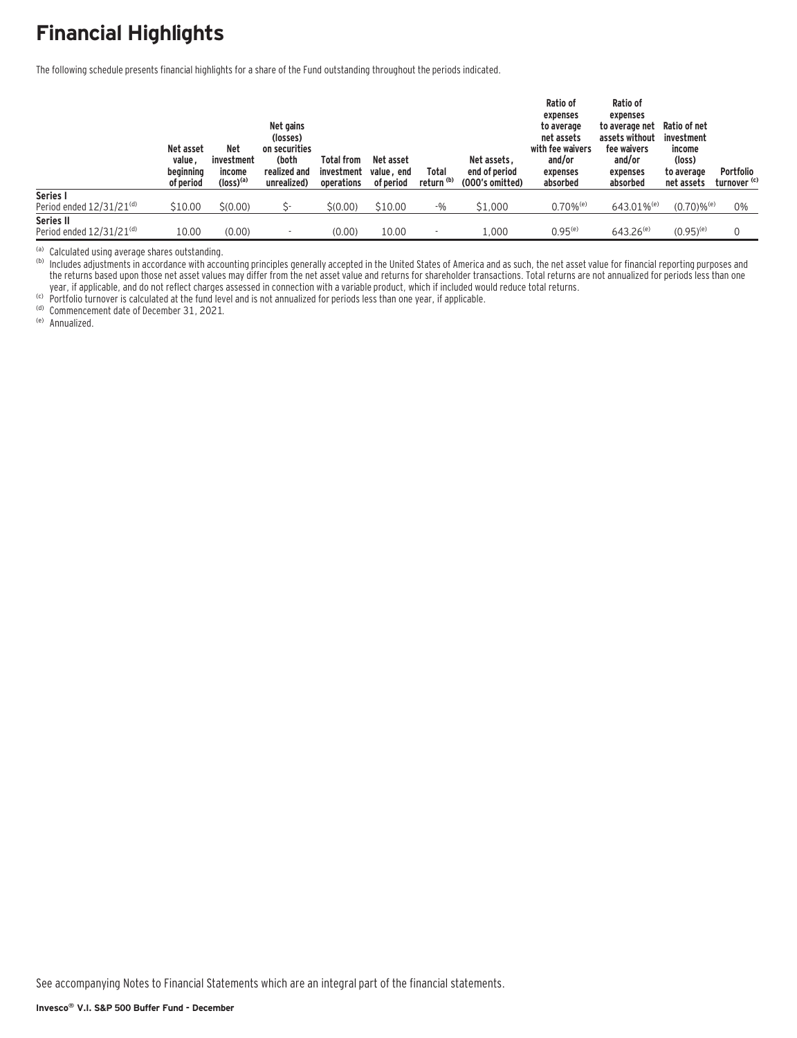# Financial Highlights

The following schedule presents financial highlights for a share of the Fund outstanding throughout the periods indicated.

| | Net asset value, beginning of period | Net investment income (loss)[a] | Net gains (losses) on securities (both realized and unrealized) | Total from investment operations | Net asset value, end of period | Total return[b] | Net assets, end of period (000's omitted) | Ratio of expenses to average net assets with fee waivers and/or expenses absorbed | Ratio of expenses to average net assets without fee waivers and/or expenses absorbed | Ratio of net investment income (loss) to average net assets | Portfolio turnover[c] |
|---|---|---|---|---|---|---|---|---|---|---|---|
| **Series I** | | | | | | | | | | | |
| Period ended 12/31/21[d] | $10.00 | $(0.00) | $- | $(0.00) | $10.00 | -% | $1,000 | 0.70%[e] | 643.01%[e] | (0.70)%[e] | 0% |
| **Series II** | | | | | | | | | | | |
| Period ended 12/31/21[d] | 10.00 | (0.00) | - | (0.00) | 10.00 | - | 1,000 | 0.95[e] | 643.26[e] | (0.95)[e] | 0 |

[a] Calculated using average shares outstanding.

[b] Includes adjustments in accordance with accounting principles generally accepted in the United States of America and as such, the net asset value for financial reporting purposes and the returns based upon those net asset values may differ from the net asset value and returns for shareholder transactions. Total returns are not annualized for periods less than one year, if applicable, and do not reflect charges assessed in connection with a variable product, which if included would reduce total returns.

[c] Portfolio turnover is calculated at the fund level and is not annualized for periods less than one year, if applicable.

[d] Commencement date of December 31, 2021.

[e] Annualized.

See accompanying Notes to Financial Statements which are an integral part of the financial statements.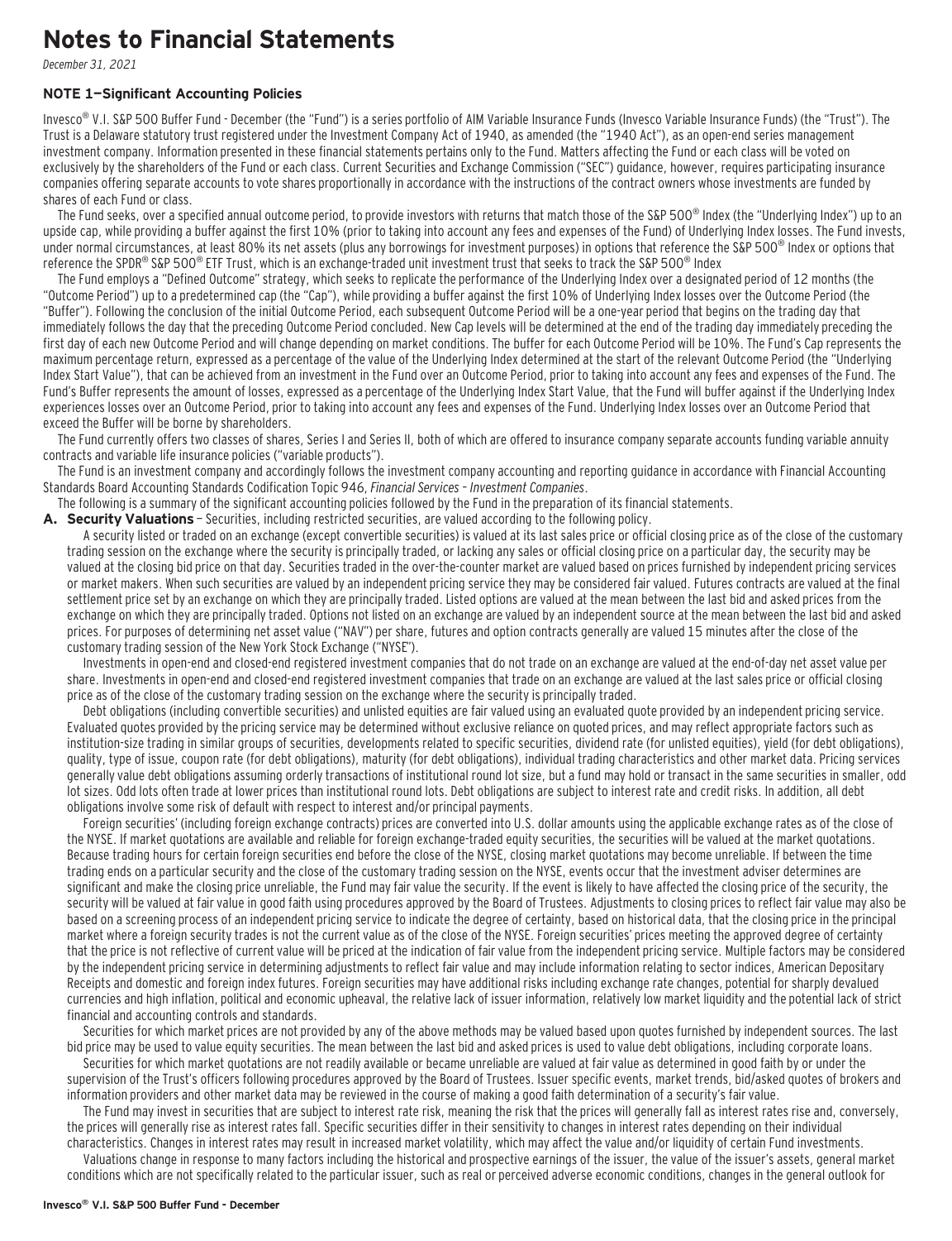# Notes to Financial Statements

*December 31, 2021*

### NOTE 1—Significant Accounting Policies

Invesco® V.I. S&P 500 Buffer Fund - December (the "Fund") is a series portfolio of AIM Variable Insurance Funds (Invesco Variable Insurance Funds) (the "Trust"). The Trust is a Delaware statutory trust registered under the Investment Company Act of 1940, as amended (the "1940 Act"), as an open-end series management investment company. Information presented in these financial statements pertains only to the Fund. Matters affecting the Fund or each class will be voted on exclusively by the shareholders of the Fund or each class. Current Securities and Exchange Commission ("SEC") guidance, however, requires participating insurance companies offering separate accounts to vote shares proportionally in accordance with the instructions of the contract owners whose investments are funded by shares of each Fund or class.

The Fund seeks, over a specified annual outcome period, to provide investors with returns that match those of the S&P 500® Index (the "Underlying Index") up to an upside cap, while providing a buffer against the first 10% (prior to taking into account any fees and expenses of the Fund) of Underlying Index losses. The Fund invests, under normal circumstances, at least 80% its net assets (plus any borrowings for investment purposes) in options that reference the S&P 500® Index or options that reference the SPDR® S&P 500® ETF Trust, which is an exchange-traded unit investment trust that seeks to track the S&P 500® Index

The Fund employs a "Defined Outcome" strategy, which seeks to replicate the performance of the Underlying Index over a designated period of 12 months (the "Outcome Period") up to a predetermined cap (the "Cap"), while providing a buffer against the first 10% of Underlying Index losses over the Outcome Period (the "Buffer"). Following the conclusion of the initial Outcome Period, each subsequent Outcome Period will be a one-year period that begins on the trading day that immediately follows the day that the preceding Outcome Period concluded. New Cap levels will be determined at the end of the trading day immediately preceding the first day of each new Outcome Period and will change depending on market conditions. The buffer for each Outcome Period will be 10%. The Fund's Cap represents the maximum percentage return, expressed as a percentage of the value of the Underlying Index determined at the start of the relevant Outcome Period (the "Underlying Index Start Value"), that can be achieved from an investment in the Fund over an Outcome Period, prior to taking into account any fees and expenses of the Fund. The Fund's Buffer represents the amount of losses, expressed as a percentage of the Underlying Index Start Value, that the Fund will buffer against if the Underlying Index experiences losses over an Outcome Period, prior to taking into account any fees and expenses of the Fund. Underlying Index losses over an Outcome Period that exceed the Buffer will be borne by shareholders.

The Fund currently offers two classes of shares, Series I and Series II, both of which are offered to insurance company separate accounts funding variable annuity contracts and variable life insurance policies ("variable products").

The Fund is an investment company and accordingly follows the investment company accounting and reporting guidance in accordance with Financial Accounting Standards Board Accounting Standards Codification Topic 946, *Financial Services – Investment Companies*.

The following is a summary of the significant accounting policies followed by the Fund in the preparation of its financial statements.

**A. Security Valuations** – Securities, including restricted securities, are valued according to the following policy.

A security listed or traded on an exchange (except convertible securities) is valued at its last sales price or official closing price as of the close of the customary trading session on the exchange where the security is principally traded, or lacking any sales or official closing price on a particular day, the security may be valued at the closing bid price on that day. Securities traded in the over-the-counter market are valued based on prices furnished by independent pricing services or market makers. When such securities are valued by an independent pricing service they may be considered fair valued. Futures contracts are valued at the final settlement price set by an exchange on which they are principally traded. Listed options are valued at the mean between the last bid and asked prices from the exchange on which they are principally traded. Options not listed on an exchange are valued by an independent source at the mean between the last bid and asked prices. For purposes of determining net asset value ("NAV") per share, futures and option contracts generally are valued 15 minutes after the close of the customary trading session of the New York Stock Exchange ("NYSE").

Investments in open-end and closed-end registered investment companies that do not trade on an exchange are valued at the end-of-day net asset value per share. Investments in open-end and closed-end registered investment companies that trade on an exchange are valued at the last sales price or official closing price as of the close of the customary trading session on the exchange where the security is principally traded.

Debt obligations (including convertible securities) and unlisted equities are fair valued using an evaluated quote provided by an independent pricing service. Evaluated quotes provided by the pricing service may be determined without exclusive reliance on quoted prices, and may reflect appropriate factors such as institution-size trading in similar groups of securities, developments related to specific securities, dividend rate (for unlisted equities), yield (for debt obligations), quality, type of issue, coupon rate (for debt obligations), maturity (for debt obligations), individual trading characteristics and other market data. Pricing services generally value debt obligations assuming orderly transactions of institutional round lot size, but a fund may hold or transact in the same securities in smaller, odd lot sizes. Odd lots often trade at lower prices than institutional round lots. Debt obligations are subject to interest rate and credit risks. In addition, all debt obligations involve some risk of default with respect to interest and/or principal payments.

Foreign securities' (including foreign exchange contracts) prices are converted into U.S. dollar amounts using the applicable exchange rates as of the close of the NYSE. If market quotations are available and reliable for foreign exchange-traded equity securities, the securities will be valued at the market quotations. Because trading hours for certain foreign securities end before the close of the NYSE, closing market quotations may become unreliable. If between the time trading ends on a particular security and the close of the customary trading session on the NYSE, events occur that the investment adviser determines are significant and make the closing price unreliable, the Fund may fair value the security. If the event is likely to have affected the closing price of the security, the security will be valued at fair value in good faith using procedures approved by the Board of Trustees. Adjustments to closing prices to reflect fair value may also be based on a screening process of an independent pricing service to indicate the degree of certainty, based on historical data, that the closing price in the principal market where a foreign security trades is not the current value as of the close of the NYSE. Foreign securities' prices meeting the approved degree of certainty that the price is not reflective of current value will be priced at the indication of fair value from the independent pricing service. Multiple factors may be considered by the independent pricing service in determining adjustments to reflect fair value and may include information relating to sector indices, American Depositary Receipts and domestic and foreign index futures. Foreign securities may have additional risks including exchange rate changes, potential for sharply devalued currencies and high inflation, political and economic upheaval, the relative lack of issuer information, relatively low market liquidity and the potential lack of strict financial and accounting controls and standards.

Securities for which market prices are not provided by any of the above methods may be valued based upon quotes furnished by independent sources. The last bid price may be used to value equity securities. The mean between the last bid and asked prices is used to value debt obligations, including corporate loans.

Securities for which market quotations are not readily available or became unreliable are valued at fair value as determined in good faith by or under the supervision of the Trust's officers following procedures approved by the Board of Trustees. Issuer specific events, market trends, bid/asked quotes of brokers and information providers and other market data may be reviewed in the course of making a good faith determination of a security's fair value.

The Fund may invest in securities that are subject to interest rate risk, meaning the risk that the prices will generally fall as interest rates rise and, conversely, the prices will generally rise as interest rates fall. Specific securities differ in their sensitivity to changes in interest rates depending on their individual characteristics. Changes in interest rates may result in increased market volatility, which may affect the value and/or liquidity of certain Fund investments.

Valuations change in response to many factors including the historical and prospective earnings of the issuer, the value of the issuer's assets, general market conditions which are not specifically related to the particular issuer, such as real or perceived adverse economic conditions, changes in the general outlook for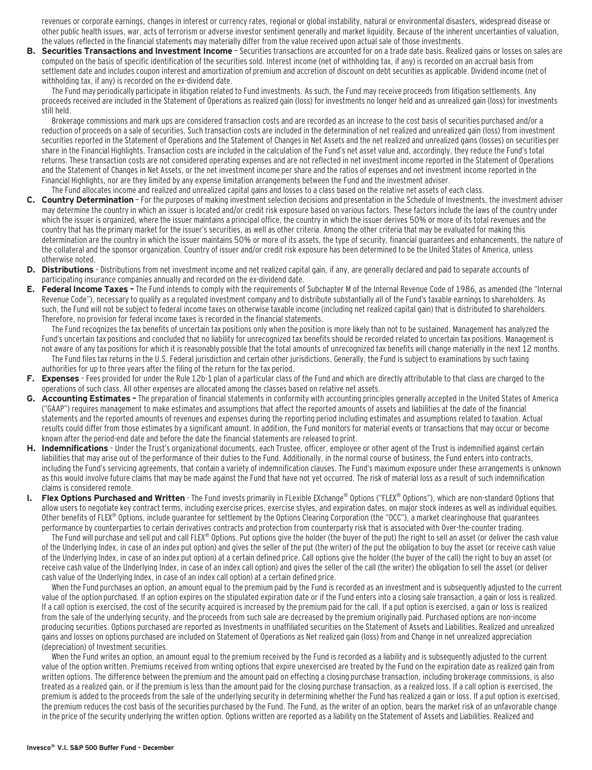revenues or corporate earnings, changes in interest or currency rates, regional or global instability, natural or environmental disasters, widespread disease or other public health issues, war, acts of terrorism or adverse investor sentiment generally and market liquidity. Because of the inherent uncertainties of valuation, the values reflected in the financial statements may materially differ from the value received upon actual sale of those investments.

**B. Securities Transactions and Investment Income** – Securities transactions are accounted for on a trade date basis. Realized gains or losses on sales are computed on the basis of specific identification of the securities sold. Interest income (net of withholding tax, if any) is recorded on an accrual basis from settlement date and includes coupon interest and amortization of premium and accretion of discount on debt securities as applicable. Dividend income (net of withholding tax, if any) is recorded on the ex-dividend date.

The Fund may periodically participate in litigation related to Fund investments. As such, the Fund may receive proceeds from litigation settlements. Any proceeds received are included in the Statement of Operations as realized gain (loss) for investments no longer held and as unrealized gain (loss) for investments still held.

Brokerage commissions and mark ups are considered transaction costs and are recorded as an increase to the cost basis of securities purchased and/or a reduction of proceeds on a sale of securities. Such transaction costs are included in the determination of net realized and unrealized gain (loss) from investment securities reported in the Statement of Operations and the Statement of Changes in Net Assets and the net realized and unrealized gains (losses) on securities per share in the Financial Highlights. Transaction costs are included in the calculation of the Fund's net asset value and, accordingly, they reduce the Fund's total returns. These transaction costs are not considered operating expenses and are not reflected in net investment income reported in the Statement of Operations and the Statement of Changes in Net Assets, or the net investment income per share and the ratios of expenses and net investment income reported in the Financial Highlights, nor are they limited by any expense limitation arrangements between the Fund and the investment adviser.

The Fund allocates income and realized and unrealized capital gains and losses to a class based on the relative net assets of each class.

**C. Country Determination** – For the purposes of making investment selection decisions and presentation in the Schedule of Investments, the investment adviser may determine the country in which an issuer is located and/or credit risk exposure based on various factors. These factors include the laws of the country under which the issuer is organized, where the issuer maintains a principal office, the country in which the issuer derives 50% or more of its total revenues and the country that has the primary market for the issuer's securities, as well as other criteria. Among the other criteria that may be evaluated for making this determination are the country in which the issuer maintains 50% or more of its assets, the type of security, financial guarantees and enhancements, the nature of the collateral and the sponsor organization. Country of issuer and/or credit risk exposure has been determined to be the United States of America, unless otherwise noted.

**D. Distributions** – Distributions from net investment income and net realized capital gain, if any, are generally declared and paid to separate accounts of participating insurance companies annually and recorded on the ex-dividend date.

**E. Federal Income Taxes –** The Fund intends to comply with the requirements of Subchapter M of the Internal Revenue Code of 1986, as amended (the "Internal Revenue Code"), necessary to qualify as a regulated investment company and to distribute substantially all of the Fund's taxable earnings to shareholders. As such, the Fund will not be subject to federal income taxes on otherwise taxable income (including net realized capital gain) that is distributed to shareholders. Therefore, no provision for federal income taxes is recorded in the financial statements.

The Fund recognizes the tax benefits of uncertain tax positions only when the position is more likely than not to be sustained. Management has analyzed the Fund's uncertain tax positions and concluded that no liability for unrecognized tax benefits should be recorded related to uncertain tax positions. Management is not aware of any tax positions for which it is reasonably possible that the total amounts of unrecognized tax benefits will change materially in the next 12 months.

The Fund files tax returns in the U.S. Federal jurisdiction and certain other jurisdictions. Generally, the Fund is subject to examinations by such taxing authorities for up to three years after the filing of the return for the tax period.

**F. Expenses** – Fees provided for under the Rule 12b-1 plan of a particular class of the Fund and which are directly attributable to that class are charged to the operations of such class. All other expenses are allocated among the classes based on relative net assets.

**G. Accounting Estimates –** The preparation of financial statements in conformity with accounting principles generally accepted in the United States of America ("GAAP") requires management to make estimates and assumptions that affect the reported amounts of assets and liabilities at the date of the financial statements and the reported amounts of revenues and expenses during the reporting period including estimates and assumptions related to taxation. Actual results could differ from those estimates by a significant amount. In addition, the Fund monitors for material events or transactions that may occur or become known after the period-end date and before the date the financial statements are released to print.

**H. Indemnifications** – Under the Trust's organizational documents, each Trustee, officer, employee or other agent of the Trust is indemnified against certain liabilities that may arise out of the performance of their duties to the Fund. Additionally, in the normal course of business, the Fund enters into contracts, including the Fund's servicing agreements, that contain a variety of indemnification clauses. The Fund's maximum exposure under these arrangements is unknown as this would involve future claims that may be made against the Fund that have not yet occurred. The risk of material loss as a result of such indemnification claims is considered remote.

**I. Flex Options Purchased and Written** - The Fund invests primarily in FLexible EXchange® Options ("FLEX® Options"), which are non-standard Options that allow users to negotiate key contract terms, including exercise prices, exercise styles, and expiration dates, on major stock indexes as well as individual equities. Other benefits of FLEX® Options, include guarantee for settlement by the Options Clearing Corporation (the "OCC"), a market clearinghouse that guarantees performance by counterparties to certain derivatives contracts and protection from counterparty risk that is associated with Over-the-counter trading.

The Fund will purchase and sell put and call FLEX® Options. Put options give the holder (the buyer of the put) the right to sell an asset (or deliver the cash value of the Underlying Index, in case of an index put option) and gives the seller of the put (the writer) of the put the obligation to buy the asset (or receive cash value of the Underlying Index, in case of an index put option) at a certain defined price. Call options give the holder (the buyer of the call) the right to buy an asset (or receive cash value of the Underlying Index, in case of an index call option) and gives the seller of the call (the writer) the obligation to sell the asset (or deliver cash value of the Underlying Index, in case of an index call option) at a certain defined price.

When the Fund purchases an option, an amount equal to the premium paid by the Fund is recorded as an investment and is subsequently adjusted to the current value of the option purchased. If an option expires on the stipulated expiration date or if the Fund enters into a closing sale transaction, a gain or loss is realized. If a call option is exercised, the cost of the security acquired is increased by the premium paid for the call. If a put option is exercised, a gain or loss is realized from the sale of the underlying security, and the proceeds from such sale are decreased by the premium originally paid. Purchased options are non-income producing securities. Options purchased are reported as Investments in unaffiliated securities on the Statement of Assets and Liabilities. Realized and unrealized gains and losses on options purchased are included on Statement of Operations as Net realized gain (loss) from and Change in net unrealized appreciation (depreciation) of Investment securities.

When the Fund writes an option, an amount equal to the premium received by the Fund is recorded as a liability and is subsequently adjusted to the current value of the option written. Premiums received from writing options that expire unexercised are treated by the Fund on the expiration date as realized gain from written options. The difference between the premium and the amount paid on effecting a closing purchase transaction, including brokerage commissions, is also treated as a realized gain, or if the premium is less than the amount paid for the closing purchase transaction, as a realized loss. If a call option is exercised, the premium is added to the proceeds from the sale of the underlying security in determining whether the Fund has realized a gain or loss. If a put option is exercised, the premium reduces the cost basis of the securities purchased by the Fund. The Fund, as the writer of an option, bears the market risk of an unfavorable change in the price of the security underlying the written option. Options written are reported as a liability on the Statement of Assets and Liabilities. Realized and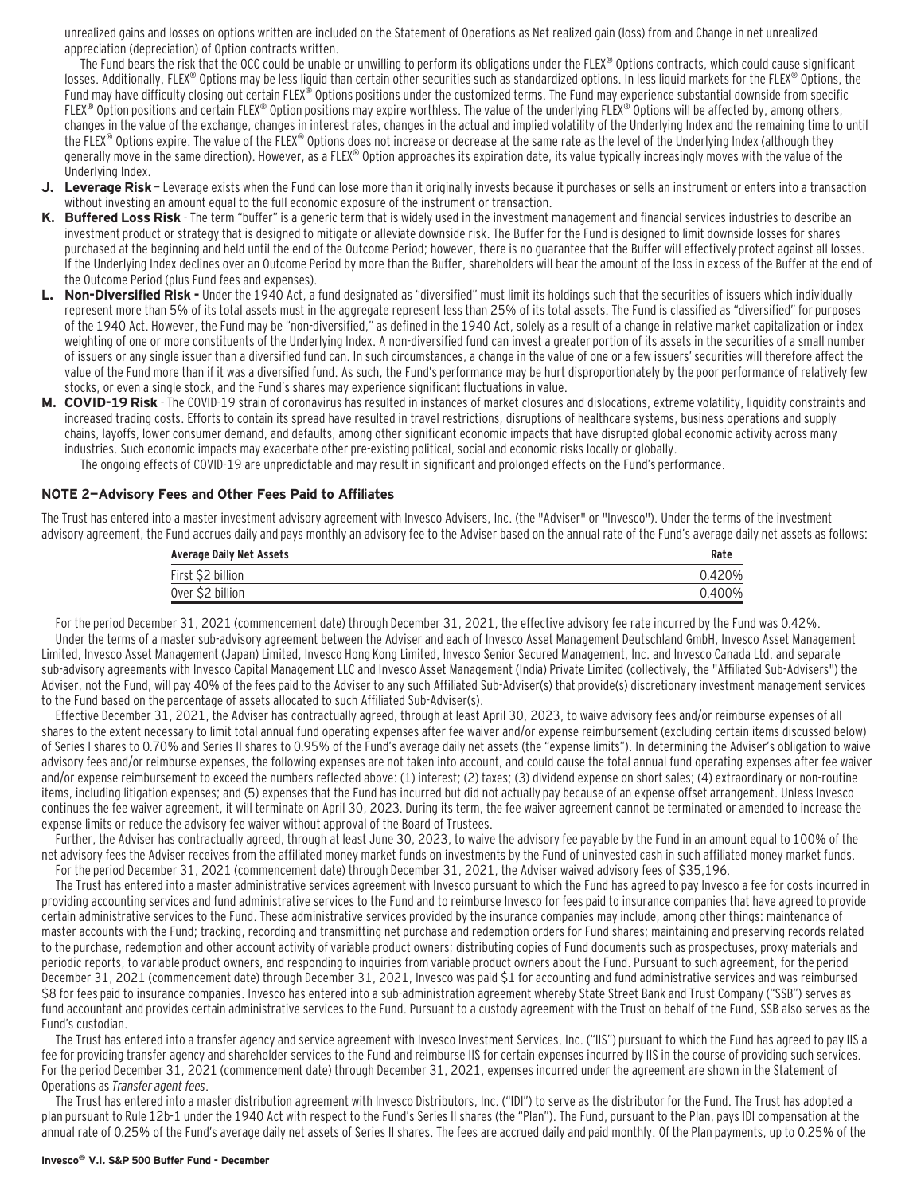unrealized gains and losses on options written are included on the Statement of Operations as Net realized gain (loss) from and Change in net unrealized appreciation (depreciation) of Option contracts written.

The Fund bears the risk that the OCC could be unable or unwilling to perform its obligations under the FLEX® Options contracts, which could cause significant losses. Additionally, FLEX® Options may be less liquid than certain other securities such as standardized options. In less liquid markets for the FLEX® Options, the Fund may have difficulty closing out certain FLEX® Options positions under the customized terms. The Fund may experience substantial downside from specific FLEX® Option positions and certain FLEX® Option positions may expire worthless. The value of the underlying FLEX® Options will be affected by, among others, changes in the value of the exchange, changes in interest rates, changes in the actual and implied volatility of the Underlying Index and the remaining time to until the FLEX® Options expire. The value of the FLEX® Options does not increase or decrease at the same rate as the level of the Underlying Index (although they generally move in the same direction). However, as a FLEX® Option approaches its expiration date, its value typically increasingly moves with the value of the Underlying Index.

**J. Leverage Risk** – Leverage exists when the Fund can lose more than it originally invests because it purchases or sells an instrument or enters into a transaction without investing an amount equal to the full economic exposure of the instrument or transaction.

**K. Buffered Loss Risk** - The term "buffer" is a generic term that is widely used in the investment management and financial services industries to describe an investment product or strategy that is designed to mitigate or alleviate downside risk. The Buffer for the Fund is designed to limit downside losses for shares purchased at the beginning and held until the end of the Outcome Period; however, there is no guarantee that the Buffer will effectively protect against all losses. If the Underlying Index declines over an Outcome Period by more than the Buffer, shareholders will bear the amount of the loss in excess of the Buffer at the end of the Outcome Period (plus Fund fees and expenses).

**L. Non-Diversified Risk -** Under the 1940 Act, a fund designated as "diversified" must limit its holdings such that the securities of issuers which individually represent more than 5% of its total assets must in the aggregate represent less than 25% of its total assets. The Fund is classified as "diversified" for purposes of the 1940 Act. However, the Fund may be "non-diversified," as defined in the 1940 Act, solely as a result of a change in relative market capitalization or index weighting of one or more constituents of the Underlying Index. A non-diversified fund can invest a greater portion of its assets in the securities of a small number of issuers or any single issuer than a diversified fund can. In such circumstances, a change in the value of one or a few issuers' securities will therefore affect the value of the Fund more than if it was a diversified fund. As such, the Fund's performance may be hurt disproportionately by the poor performance of relatively few stocks, or even a single stock, and the Fund's shares may experience significant fluctuations in value.

**M. COVID-19 Risk** - The COVID-19 strain of coronavirus has resulted in instances of market closures and dislocations, extreme volatility, liquidity constraints and increased trading costs. Efforts to contain its spread have resulted in travel restrictions, disruptions of healthcare systems, business operations and supply chains, layoffs, lower consumer demand, and defaults, among other significant economic impacts that have disrupted global economic activity across many industries. Such economic impacts may exacerbate other pre-existing political, social and economic risks locally or globally.

The ongoing effects of COVID-19 are unpredictable and may result in significant and prolonged effects on the Fund's performance.

### NOTE 2—Advisory Fees and Other Fees Paid to Affiliates

The Trust has entered into a master investment advisory agreement with Invesco Advisers, Inc. (the "Adviser" or "Invesco"). Under the terms of the investment advisory agreement, the Fund accrues daily and pays monthly an advisory fee to the Adviser based on the annual rate of the Fund's average daily net assets as follows:

| Average Daily Net Assets | Rate |
|---|---|
| First $2 billion | 0.420% |
| Over $2 billion | 0.400% |

For the period December 31, 2021 (commencement date) through December 31, 2021, the effective advisory fee rate incurred by the Fund was 0.42%.

Under the terms of a master sub-advisory agreement between the Adviser and each of Invesco Asset Management Deutschland GmbH, Invesco Asset Management Limited, Invesco Asset Management (Japan) Limited, Invesco Hong Kong Limited, Invesco Senior Secured Management, Inc. and Invesco Canada Ltd. and separate sub-advisory agreements with Invesco Capital Management LLC and Invesco Asset Management (India) Private Limited (collectively, the "Affiliated Sub-Advisers") the Adviser, not the Fund, will pay 40% of the fees paid to the Adviser to any such Affiliated Sub-Adviser(s) that provide(s) discretionary investment management services to the Fund based on the percentage of assets allocated to such Affiliated Sub-Adviser(s).

Effective December 31, 2021, the Adviser has contractually agreed, through at least April 30, 2023, to waive advisory fees and/or reimburse expenses of all shares to the extent necessary to limit total annual fund operating expenses after fee waiver and/or expense reimbursement (excluding certain items discussed below) of Series I shares to 0.70% and Series II shares to 0.95% of the Fund's average daily net assets (the "expense limits"). In determining the Adviser's obligation to waive advisory fees and/or reimburse expenses, the following expenses are not taken into account, and could cause the total annual fund operating expenses after fee waiver and/or expense reimbursement to exceed the numbers reflected above: (1) interest; (2) taxes; (3) dividend expense on short sales; (4) extraordinary or non-routine items, including litigation expenses; and (5) expenses that the Fund has incurred but did not actually pay because of an expense offset arrangement. Unless Invesco continues the fee waiver agreement, it will terminate on April 30, 2023. During its term, the fee waiver agreement cannot be terminated or amended to increase the expense limits or reduce the advisory fee waiver without approval of the Board of Trustees.

Further, the Adviser has contractually agreed, through at least June 30, 2023, to waive the advisory fee payable by the Fund in an amount equal to 100% of the net advisory fees the Adviser receives from the affiliated money market funds on investments by the Fund of uninvested cash in such affiliated money market funds.

For the period December 31, 2021 (commencement date) through December 31, 2021, the Adviser waived advisory fees of $35,196.

The Trust has entered into a master administrative services agreement with Invesco pursuant to which the Fund has agreed to pay Invesco a fee for costs incurred in providing accounting services and fund administrative services to the Fund and to reimburse Invesco for fees paid to insurance companies that have agreed to provide certain administrative services to the Fund. These administrative services provided by the insurance companies may include, among other things: maintenance of master accounts with the Fund; tracking, recording and transmitting net purchase and redemption orders for Fund shares; maintaining and preserving records related to the purchase, redemption and other account activity of variable product owners; distributing copies of Fund documents such as prospectuses, proxy materials and periodic reports, to variable product owners, and responding to inquiries from variable product owners about the Fund. Pursuant to such agreement, for the period December 31, 2021 (commencement date) through December 31, 2021, Invesco was paid $1 for accounting and fund administrative services and was reimbursed $8 for fees paid to insurance companies. Invesco has entered into a sub-administration agreement whereby State Street Bank and Trust Company ("SSB") serves as fund accountant and provides certain administrative services to the Fund. Pursuant to a custody agreement with the Trust on behalf of the Fund, SSB also serves as the Fund's custodian.

The Trust has entered into a transfer agency and service agreement with Invesco Investment Services, Inc. ("IIS") pursuant to which the Fund has agreed to pay IIS a fee for providing transfer agency and shareholder services to the Fund and reimburse IIS for certain expenses incurred by IIS in the course of providing such services. For the period December 31, 2021 (commencement date) through December 31, 2021, expenses incurred under the agreement are shown in the Statement of Operations as *Transfer agent fees*.

The Trust has entered into a master distribution agreement with Invesco Distributors, Inc. ("IDI") to serve as the distributor for the Fund. The Trust has adopted a plan pursuant to Rule 12b-1 under the 1940 Act with respect to the Fund's Series II shares (the "Plan"). The Fund, pursuant to the Plan, pays IDI compensation at the annual rate of 0.25% of the Fund's average daily net assets of Series II shares. The fees are accrued daily and paid monthly. Of the Plan payments, up to 0.25% of the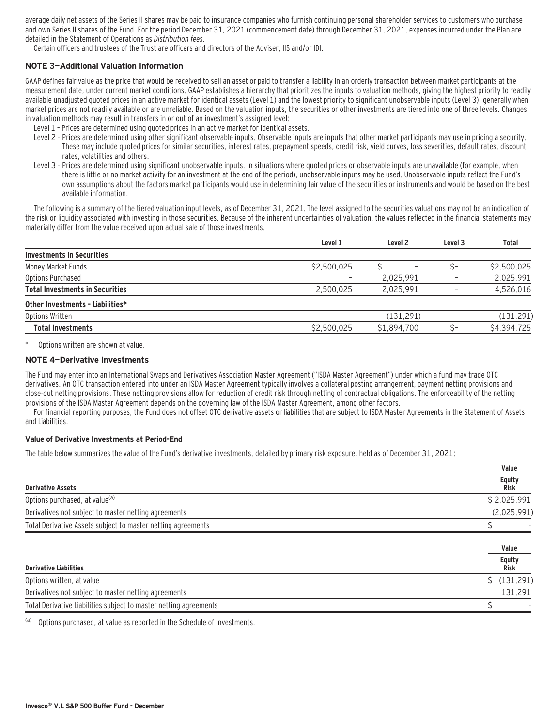average daily net assets of the Series II shares may be paid to insurance companies who furnish continuing personal shareholder services to customers who purchase and own Series II shares of the Fund. For the period December 31, 2021 (commencement date) through December 31, 2021, expenses incurred under the Plan are detailed in the Statement of Operations as *Distribution fees*.

Certain officers and trustees of the Trust are officers and directors of the Adviser, IIS and/or IDI.

### NOTE 3—Additional Valuation Information

GAAP defines fair value as the price that would be received to sell an asset or paid to transfer a liability in an orderly transaction between market participants at the measurement date, under current market conditions. GAAP establishes a hierarchy that prioritizes the inputs to valuation methods, giving the highest priority to readily available unadjusted quoted prices in an active market for identical assets (Level 1) and the lowest priority to significant unobservable inputs (Level 3), generally when market prices are not readily available or are unreliable. Based on the valuation inputs, the securities or other investments are tiered into one of three levels. Changes in valuation methods may result in transfers in or out of an investment's assigned level:

Level 1 – Prices are determined using quoted prices in an active market for identical assets.

Level 2 – Prices are determined using other significant observable inputs. Observable inputs are inputs that other market participants may use in pricing a security. These may include quoted prices for similar securities, interest rates, prepayment speeds, credit risk, yield curves, loss severities, default rates, discount rates, volatilities and others.

Level 3 – Prices are determined using significant unobservable inputs. In situations where quoted prices or observable inputs are unavailable (for example, when there is little or no market activity for an investment at the end of the period), unobservable inputs may be used. Unobservable inputs reflect the Fund's own assumptions about the factors market participants would use in determining fair value of the securities or instruments and would be based on the best available information.

The following is a summary of the tiered valuation input levels, as of December 31, 2021. The level assigned to the securities valuations may not be an indication of the risk or liquidity associated with investing in those securities. Because of the inherent uncertainties of valuation, the values reflected in the financial statements may materially differ from the value received upon actual sale of those investments.

| | Level 1 | Level 2 | Level 3 | Total |
|---|---|---|---|---|
| **Investments in Securities** | | | | |
| Money Market Funds | $2,500,025 | $ – | $– | $2,500,025 |
| Options Purchased | – | 2,025,991 | – | 2,025,991 |
| **Total Investments in Securities** | 2,500,025 | 2,025,991 | – | 4,526,016 |
| **Other Investments - Liabilities*** | | | | |
| Options Written | – | (131,291) | – | (131,291) |
| **Total Investments** | $2,500,025 | $1,894,700 | $– | $4,394,725 |

\* Options written are shown at value.

### NOTE 4—Derivative Investments

The Fund may enter into an International Swaps and Derivatives Association Master Agreement ("ISDA Master Agreement") under which a fund may trade OTC derivatives. An OTC transaction entered into under an ISDA Master Agreement typically involves a collateral posting arrangement, payment netting provisions and close-out netting provisions. These netting provisions allow for reduction of credit risk through netting of contractual obligations. The enforceability of the netting provisions of the ISDA Master Agreement depends on the governing law of the ISDA Master Agreement, among other factors.

For financial reporting purposes, the Fund does not offset OTC derivative assets or liabilities that are subject to ISDA Master Agreements in the Statement of Assets and Liabilities.

#### Value of Derivative Investments at Period-End

The table below summarizes the value of the Fund's derivative investments, detailed by primary risk exposure, held as of December 31, 2021:

| | Value |
|---|---|
| **Derivative Assets** | **Equity Risk** |
| Options purchased, at value[(a)] | $ 2,025,991 |
| Derivatives not subject to master netting agreements | (2,025,991) |
| Total Derivative Assets subject to master netting agreements | $ - |

| | Value |
|---|---|
| **Derivative Liabilities** | **Equity Risk** |
| Options written, at value | $ (131,291) |
| Derivatives not subject to master netting agreements | 131,291 |
| Total Derivative Liabilities subject to master netting agreements | $ - |

(a) Options purchased, at value as reported in the Schedule of Investments.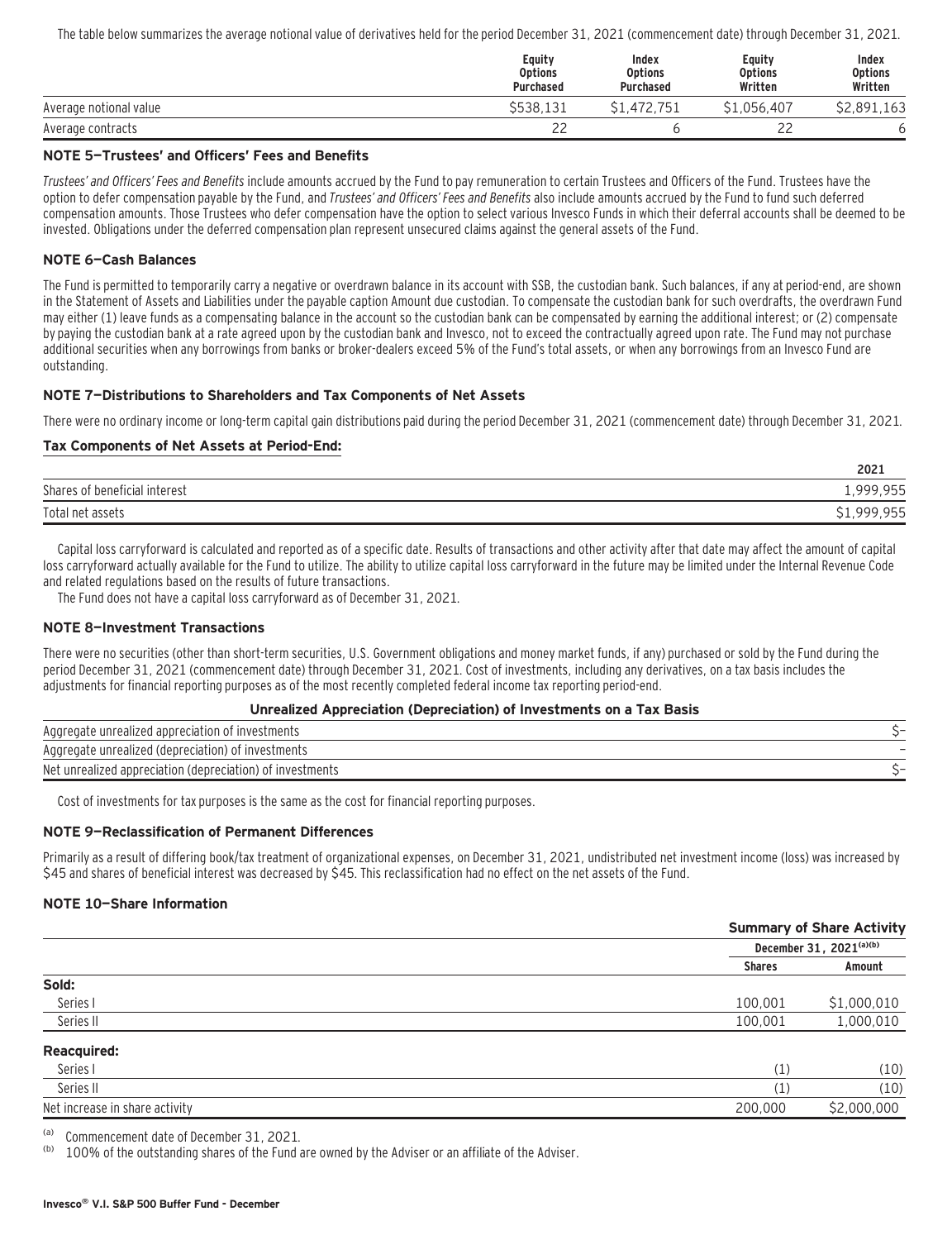The table below summarizes the average notional value of derivatives held for the period December 31, 2021 (commencement date) through December 31, 2021.

| | Equity Options Purchased | Index Options Purchased | Equity Options Written | Index Options Written |
|---|---|---|---|---|
| Average notional value | $538,131 | $1,472,751 | $1,056,407 | $2,891,163 |
| Average contracts | 22 | 6 | 22 | 6 |

### NOTE 5—Trustees' and Officers' Fees and Benefits

*Trustees' and Officers' Fees and Benefits* include amounts accrued by the Fund to pay remuneration to certain Trustees and Officers of the Fund. Trustees have the option to defer compensation payable by the Fund, and *Trustees' and Officers' Fees and Benefits* also include amounts accrued by the Fund to fund such deferred compensation amounts. Those Trustees who defer compensation have the option to select various Invesco Funds in which their deferral accounts shall be deemed to be invested. Obligations under the deferred compensation plan represent unsecured claims against the general assets of the Fund.

### NOTE 6—Cash Balances

The Fund is permitted to temporarily carry a negative or overdrawn balance in its account with SSB, the custodian bank. Such balances, if any at period-end, are shown in the Statement of Assets and Liabilities under the payable caption Amount due custodian. To compensate the custodian bank for such overdrafts, the overdrawn Fund may either (1) leave funds as a compensating balance in the account so the custodian bank can be compensated by earning the additional interest; or (2) compensate by paying the custodian bank at a rate agreed upon by the custodian bank and Invesco, not to exceed the contractually agreed upon rate. The Fund may not purchase additional securities when any borrowings from banks or broker-dealers exceed 5% of the Fund's total assets, or when any borrowings from an Invesco Fund are outstanding.

### NOTE 7—Distributions to Shareholders and Tax Components of Net Assets

There were no ordinary income or long-term capital gain distributions paid during the period December 31, 2021 (commencement date) through December 31, 2021.

**Tax Components of Net Assets at Period-End:**

| | 2021 |
|---|---|
| Shares of beneficial interest | 1,999,955 |
| Total net assets | $1,999,955 |

Capital loss carryforward is calculated and reported as of a specific date. Results of transactions and other activity after that date may affect the amount of capital loss carryforward actually available for the Fund to utilize. The ability to utilize capital loss carryforward in the future may be limited under the Internal Revenue Code and related regulations based on the results of future transactions.

The Fund does not have a capital loss carryforward as of December 31, 2021.

### NOTE 8—Investment Transactions

There were no securities (other than short-term securities, U.S. Government obligations and money market funds, if any) purchased or sold by the Fund during the period December 31, 2021 (commencement date) through December 31, 2021. Cost of investments, including any derivatives, on a tax basis includes the adjustments for financial reporting purposes as of the most recently completed federal income tax reporting period-end.

**Unrealized Appreciation (Depreciation) of Investments on a Tax Basis**

| | |
|---|---|
| Aggregate unrealized appreciation of investments | $– |
| Aggregate unrealized (depreciation) of investments | – |
| Net unrealized appreciation (depreciation) of investments | $– |

Cost of investments for tax purposes is the same as the cost for financial reporting purposes.

### NOTE 9—Reclassification of Permanent Differences

Primarily as a result of differing book/tax treatment of organizational expenses, on December 31, 2021, undistributed net investment income (loss) was increased by $45 and shares of beneficial interest was decreased by $45. This reclassification had no effect on the net assets of the Fund.

### NOTE 10—Share Information

| | Summary of Share Activity | |
|---|---|---|
| | December 31, 2021[(a)(b)] | |
| | Shares | Amount |
| **Sold:** | | |
| Series I | 100,001 | $1,000,010 |
| Series II | 100,001 | 1,000,010 |
| **Reacquired:** | | |
| Series I | (1) | (10) |
| Series II | (1) | (10) |
| Net increase in share activity | 200,000 | $2,000,000 |

(a) Commencement date of December 31, 2021.

(b) 100% of the outstanding shares of the Fund are owned by the Adviser or an affiliate of the Adviser.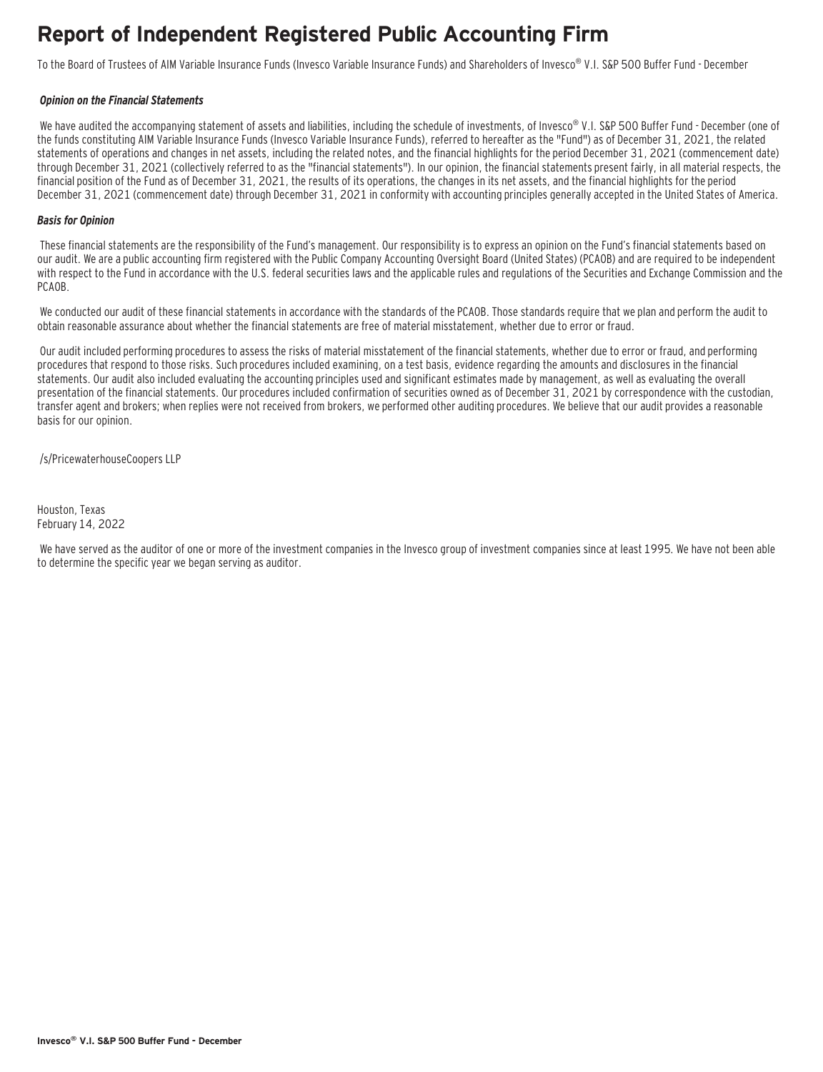# Report of Independent Registered Public Accounting Firm

To the Board of Trustees of AIM Variable Insurance Funds (Invesco Variable Insurance Funds) and Shareholders of Invesco® V.I. S&P 500 Buffer Fund - December

***Opinion on the Financial Statements***

We have audited the accompanying statement of assets and liabilities, including the schedule of investments, of Invesco® V.I. S&P 500 Buffer Fund - December (one of the funds constituting AIM Variable Insurance Funds (Invesco Variable Insurance Funds), referred to hereafter as the "Fund") as of December 31, 2021, the related statements of operations and changes in net assets, including the related notes, and the financial highlights for the period December 31, 2021 (commencement date) through December 31, 2021 (collectively referred to as the "financial statements"). In our opinion, the financial statements present fairly, in all material respects, the financial position of the Fund as of December 31, 2021, the results of its operations, the changes in its net assets, and the financial highlights for the period December 31, 2021 (commencement date) through December 31, 2021 in conformity with accounting principles generally accepted in the United States of America.

***Basis for Opinion***

These financial statements are the responsibility of the Fund's management. Our responsibility is to express an opinion on the Fund's financial statements based on our audit. We are a public accounting firm registered with the Public Company Accounting Oversight Board (United States) (PCAOB) and are required to be independent with respect to the Fund in accordance with the U.S. federal securities laws and the applicable rules and regulations of the Securities and Exchange Commission and the PCAOB.

We conducted our audit of these financial statements in accordance with the standards of the PCAOB. Those standards require that we plan and perform the audit to obtain reasonable assurance about whether the financial statements are free of material misstatement, whether due to error or fraud.

Our audit included performing procedures to assess the risks of material misstatement of the financial statements, whether due to error or fraud, and performing procedures that respond to those risks. Such procedures included examining, on a test basis, evidence regarding the amounts and disclosures in the financial statements. Our audit also included evaluating the accounting principles used and significant estimates made by management, as well as evaluating the overall presentation of the financial statements. Our procedures included confirmation of securities owned as of December 31, 2021 by correspondence with the custodian, transfer agent and brokers; when replies were not received from brokers, we performed other auditing procedures. We believe that our audit provides a reasonable basis for our opinion.

/s/PricewaterhouseCoopers LLP

Houston, Texas
February 14, 2022

We have served as the auditor of one or more of the investment companies in the Invesco group of investment companies since at least 1995. We have not been able to determine the specific year we began serving as auditor.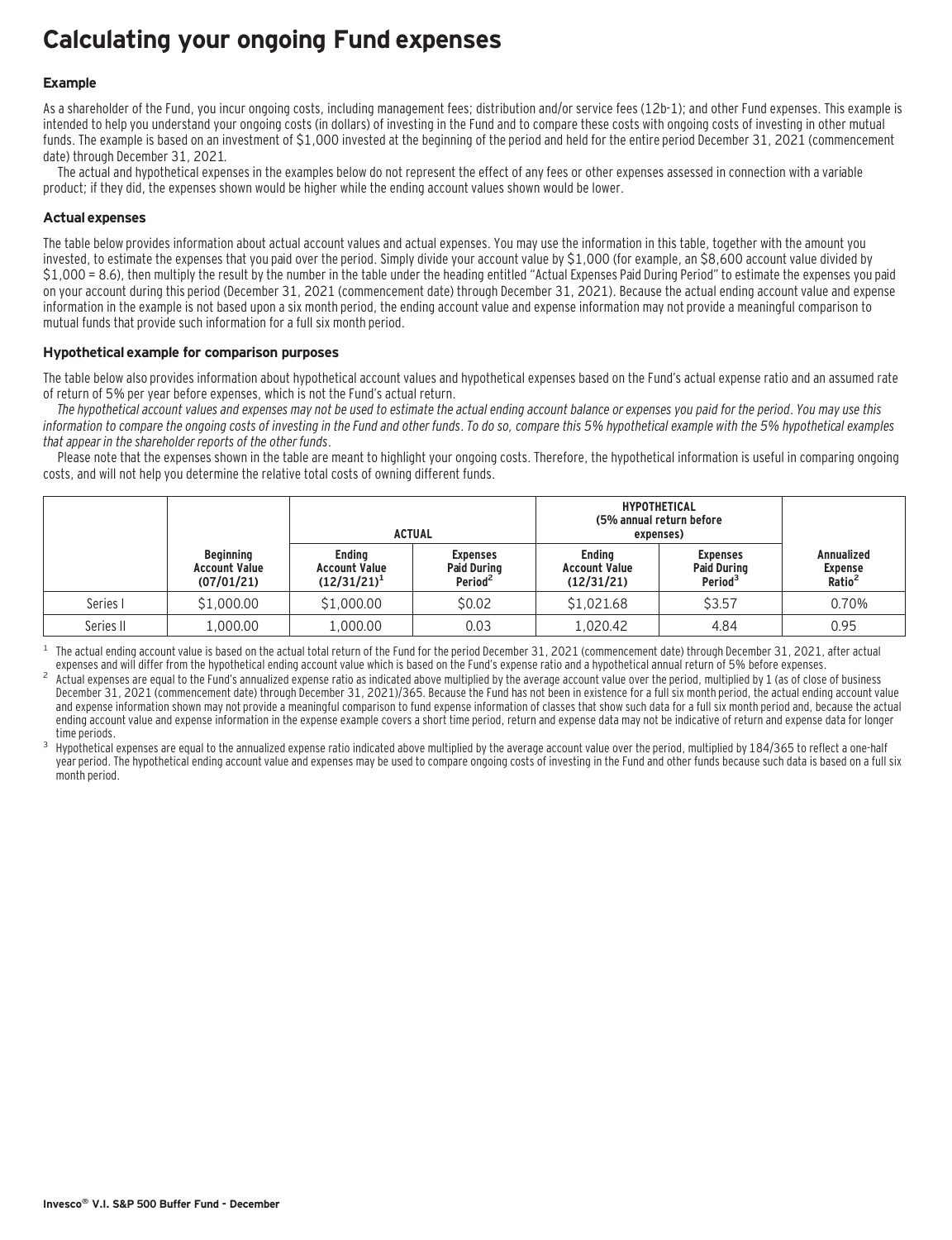# Calculating your ongoing Fund expenses

### Example

As a shareholder of the Fund, you incur ongoing costs, including management fees; distribution and/or service fees (12b-1); and other Fund expenses. This example is intended to help you understand your ongoing costs (in dollars) of investing in the Fund and to compare these costs with ongoing costs of investing in other mutual funds. The example is based on an investment of $1,000 invested at the beginning of the period and held for the entire period December 31, 2021 (commencement date) through December 31, 2021.

The actual and hypothetical expenses in the examples below do not represent the effect of any fees or other expenses assessed in connection with a variable product; if they did, the expenses shown would be higher while the ending account values shown would be lower.

### Actual expenses

The table below provides information about actual account values and actual expenses. You may use the information in this table, together with the amount you invested, to estimate the expenses that you paid over the period. Simply divide your account value by $1,000 (for example, an $8,600 account value divided by $1,000 = 8.6), then multiply the result by the number in the table under the heading entitled "Actual Expenses Paid During Period" to estimate the expenses you paid on your account during this period (December 31, 2021 (commencement date) through December 31, 2021). Because the actual ending account value and expense information in the example is not based upon a six month period, the ending account value and expense information may not provide a meaningful comparison to mutual funds that provide such information for a full six month period.

### Hypothetical example for comparison purposes

The table below also provides information about hypothetical account values and hypothetical expenses based on the Fund's actual expense ratio and an assumed rate of return of 5% per year before expenses, which is not the Fund's actual return.

*The hypothetical account values and expenses may not be used to estimate the actual ending account balance or expenses you paid for the period. You may use this information to compare the ongoing costs of investing in the Fund and other funds. To do so, compare this 5% hypothetical example with the 5% hypothetical examples that appear in the shareholder reports of the other funds.*

Please note that the expenses shown in the table are meant to highlight your ongoing costs. Therefore, the hypothetical information is useful in comparing ongoing costs, and will not help you determine the relative total costs of owning different funds.

| | | ACTUAL | | HYPOTHETICAL (5% annual return before expenses) | | |
|---|---|---|---|---|---|---|
| | Beginning Account Value (07/01/21) | Ending Account Value (12/31/21)[1] | Expenses Paid During Period[2] | Ending Account Value (12/31/21) | Expenses Paid During Period[3] | Annualized Expense Ratio[2] |
| Series I | $1,000.00 | $1,000.00 | $0.02 | $1,021.68 | $3.57 | 0.70% |
| Series II | 1,000.00 | 1,000.00 | 0.03 | 1,020.42 | 4.84 | 0.95 |

[1] The actual ending account value is based on the actual total return of the Fund for the period December 31, 2021 (commencement date) through December 31, 2021, after actual expenses and will differ from the hypothetical ending account value which is based on the Fund's expense ratio and a hypothetical annual return of 5% before expenses.

[2] Actual expenses are equal to the Fund's annualized expense ratio as indicated above multiplied by the average account value over the period, multiplied by 1 (as of close of business December 31, 2021 (commencement date) through December 31, 2021)/365. Because the Fund has not been in existence for a full six month period, the actual ending account value and expense information shown may not provide a meaningful comparison to fund expense information of classes that show such data for a full six month period and, because the actual ending account value and expense information in the expense example covers a short time period, return and expense data may not be indicative of return and expense data for longer time periods.

[3] Hypothetical expenses are equal to the annualized expense ratio indicated above multiplied by the average account value over the period, multiplied by 184/365 to reflect a one-half year period. The hypothetical ending account value and expenses may be used to compare ongoing costs of investing in the Fund and other funds because such data is based on a full six month period.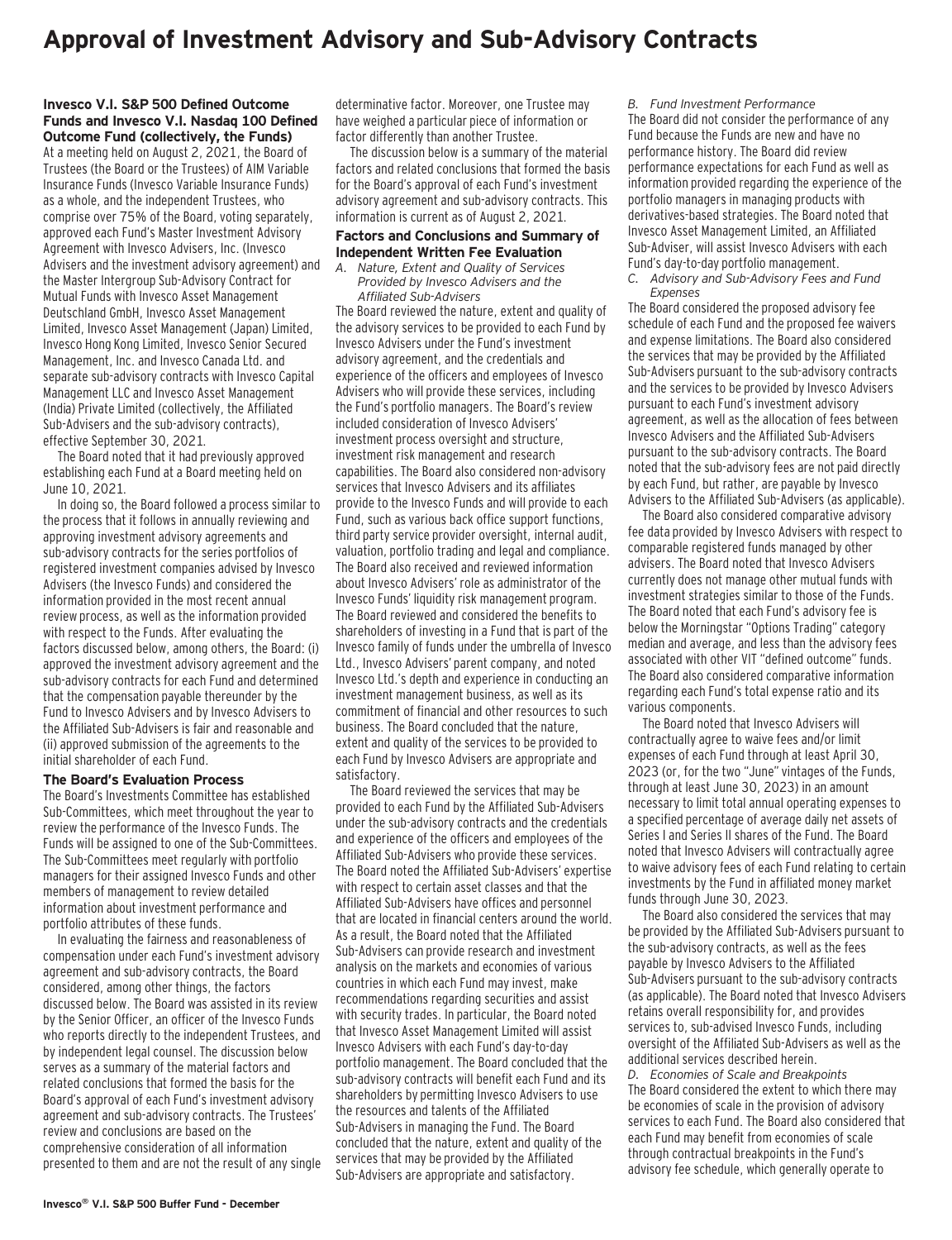# Approval of Investment Advisory and Sub-Advisory Contracts

**Invesco V.I. S&P 500 Defined Outcome Funds and Invesco V.I. Nasdaq 100 Defined Outcome Fund (collectively, the Funds)**

At a meeting held on August 2, 2021, the Board of Trustees (the Board or the Trustees) of AIM Variable Insurance Funds (Invesco Variable Insurance Funds) as a whole, and the independent Trustees, who comprise over 75% of the Board, voting separately, approved each Fund's Master Investment Advisory Agreement with Invesco Advisers, Inc. (Invesco Advisers and the investment advisory agreement) and the Master Intergroup Sub-Advisory Contract for Mutual Funds with Invesco Asset Management Deutschland GmbH, Invesco Asset Management Limited, Invesco Asset Management (Japan) Limited, Invesco Hong Kong Limited, Invesco Senior Secured Management, Inc. and Invesco Canada Ltd. and separate sub-advisory contracts with Invesco Capital Management LLC and Invesco Asset Management (India) Private Limited (collectively, the Affiliated Sub-Advisers and the sub-advisory contracts), effective September 30, 2021.

The Board noted that it had previously approved establishing each Fund at a Board meeting held on June 10, 2021.

In doing so, the Board followed a process similar to the process that it follows in annually reviewing and approving investment advisory agreements and sub-advisory contracts for the series portfolios of registered investment companies advised by Invesco Advisers (the Invesco Funds) and considered the information provided in the most recent annual review process, as well as the information provided with respect to the Funds. After evaluating the factors discussed below, among others, the Board: (i) approved the investment advisory agreement and the sub-advisory contracts for each Fund and determined that the compensation payable thereunder by the Fund to Invesco Advisers and by Invesco Advisers to the Affiliated Sub-Advisers is fair and reasonable and (ii) approved submission of the agreements to the initial shareholder of each Fund.

## The Board's Evaluation Process

The Board's Investments Committee has established Sub-Committees, which meet throughout the year to review the performance of the Invesco Funds. The Funds will be assigned to one of the Sub-Committees. The Sub-Committees meet regularly with portfolio managers for their assigned Invesco Funds and other members of management to review detailed information about investment performance and portfolio attributes of these funds.

In evaluating the fairness and reasonableness of compensation under each Fund's investment advisory agreement and sub-advisory contracts, the Board considered, among other things, the factors discussed below. The Board was assisted in its review by the Senior Officer, an officer of the Invesco Funds who reports directly to the independent Trustees, and by independent legal counsel. The discussion below serves as a summary of the material factors and related conclusions that formed the basis for the Board's approval of each Fund's investment advisory agreement and sub-advisory contracts. The Trustees' review and conclusions are based on the comprehensive consideration of all information presented to them and are not the result of any single determinative factor. Moreover, one Trustee may have weighed a particular piece of information or factor differently than another Trustee.

The discussion below is a summary of the material factors and related conclusions that formed the basis for the Board's approval of each Fund's investment advisory agreement and sub-advisory contracts. This information is current as of August 2, 2021.

## Factors and Conclusions and Summary of Independent Written Fee Evaluation

*A. Nature, Extent and Quality of Services Provided by Invesco Advisers and the Affiliated Sub-Advisers*

The Board reviewed the nature, extent and quality of the advisory services to be provided to each Fund by Invesco Advisers under the Fund's investment advisory agreement, and the credentials and experience of the officers and employees of Invesco Advisers who will provide these services, including the Fund's portfolio managers. The Board's review included consideration of Invesco Advisers' investment process oversight and structure, investment risk management and research capabilities. The Board also considered non-advisory services that Invesco Advisers and its affiliates provide to the Invesco Funds and will provide to each Fund, such as various back office support functions, third party service provider oversight, internal audit, valuation, portfolio trading and legal and compliance. The Board also received and reviewed information about Invesco Advisers' role as administrator of the Invesco Funds' liquidity risk management program. The Board reviewed and considered the benefits to shareholders of investing in a Fund that is part of the Invesco family of funds under the umbrella of Invesco Ltd., Invesco Advisers' parent company, and noted Invesco Ltd.'s depth and experience in conducting an investment management business, as well as its commitment of financial and other resources to such business. The Board concluded that the nature, extent and quality of the services to be provided to each Fund by Invesco Advisers are appropriate and satisfactory.

The Board reviewed the services that may be provided to each Fund by the Affiliated Sub-Advisers under the sub-advisory contracts and the credentials and experience of the officers and employees of the Affiliated Sub-Advisers who provide these services. The Board noted the Affiliated Sub-Advisers' expertise with respect to certain asset classes and that the Affiliated Sub-Advisers have offices and personnel that are located in financial centers around the world. As a result, the Board noted that the Affiliated Sub-Advisers can provide research and investment analysis on the markets and economies of various countries in which each Fund may invest, make recommendations regarding securities and assist with security trades. In particular, the Board noted that Invesco Asset Management Limited will assist Invesco Advisers with each Fund's day-to-day portfolio management. The Board concluded that the sub-advisory contracts will benefit each Fund and its shareholders by permitting Invesco Advisers to use the resources and talents of the Affiliated Sub-Advisers in managing the Fund. The Board concluded that the nature, extent and quality of the services that may be provided by the Affiliated Sub-Advisers are appropriate and satisfactory.

*B. Fund Investment Performance*

The Board did not consider the performance of any Fund because the Funds are new and have no performance history. The Board did review performance expectations for each Fund as well as information provided regarding the experience of the portfolio managers in managing products with derivatives-based strategies. The Board noted that Invesco Asset Management Limited, an Affiliated Sub-Adviser, will assist Invesco Advisers with each Fund's day-to-day portfolio management.

*C. Advisory and Sub-Advisory Fees and Fund Expenses*

The Board considered the proposed advisory fee schedule of each Fund and the proposed fee waivers and expense limitations. The Board also considered the services that may be provided by the Affiliated Sub-Advisers pursuant to the sub-advisory contracts and the services to be provided by Invesco Advisers pursuant to each Fund's investment advisory agreement, as well as the allocation of fees between Invesco Advisers and the Affiliated Sub-Advisers pursuant to the sub-advisory contracts. The Board noted that the sub-advisory fees are not paid directly by each Fund, but rather, are payable by Invesco Advisers to the Affiliated Sub-Advisers (as applicable).

The Board also considered comparative advisory fee data provided by Invesco Advisers with respect to comparable registered funds managed by other advisers. The Board noted that Invesco Advisers currently does not manage other mutual funds with investment strategies similar to those of the Funds. The Board noted that each Fund's advisory fee is below the Morningstar "Options Trading" category median and average, and less than the advisory fees associated with other VIT "defined outcome" funds. The Board also considered comparative information regarding each Fund's total expense ratio and its various components.

The Board noted that Invesco Advisers will contractually agree to waive fees and/or limit expenses of each Fund through at least April 30, 2023 (or, for the two "June" vintages of the Funds, through at least June 30, 2023) in an amount necessary to limit total annual operating expenses to a specified percentage of average daily net assets of Series I and Series II shares of the Fund. The Board noted that Invesco Advisers will contractually agree to waive advisory fees of each Fund relating to certain investments by the Fund in affiliated money market funds through June 30, 2023.

The Board also considered the services that may be provided by the Affiliated Sub-Advisers pursuant to the sub-advisory contracts, as well as the fees payable by Invesco Advisers to the Affiliated Sub-Advisers pursuant to the sub-advisory contracts (as applicable). The Board noted that Invesco Advisers retains overall responsibility for, and provides services to, sub-advised Invesco Funds, including oversight of the Affiliated Sub-Advisers as well as the additional services described herein.

*D. Economies of Scale and Breakpoints*

The Board considered the extent to which there may be economies of scale in the provision of advisory services to each Fund. The Board also considered that each Fund may benefit from economies of scale through contractual breakpoints in the Fund's advisory fee schedule, which generally operate to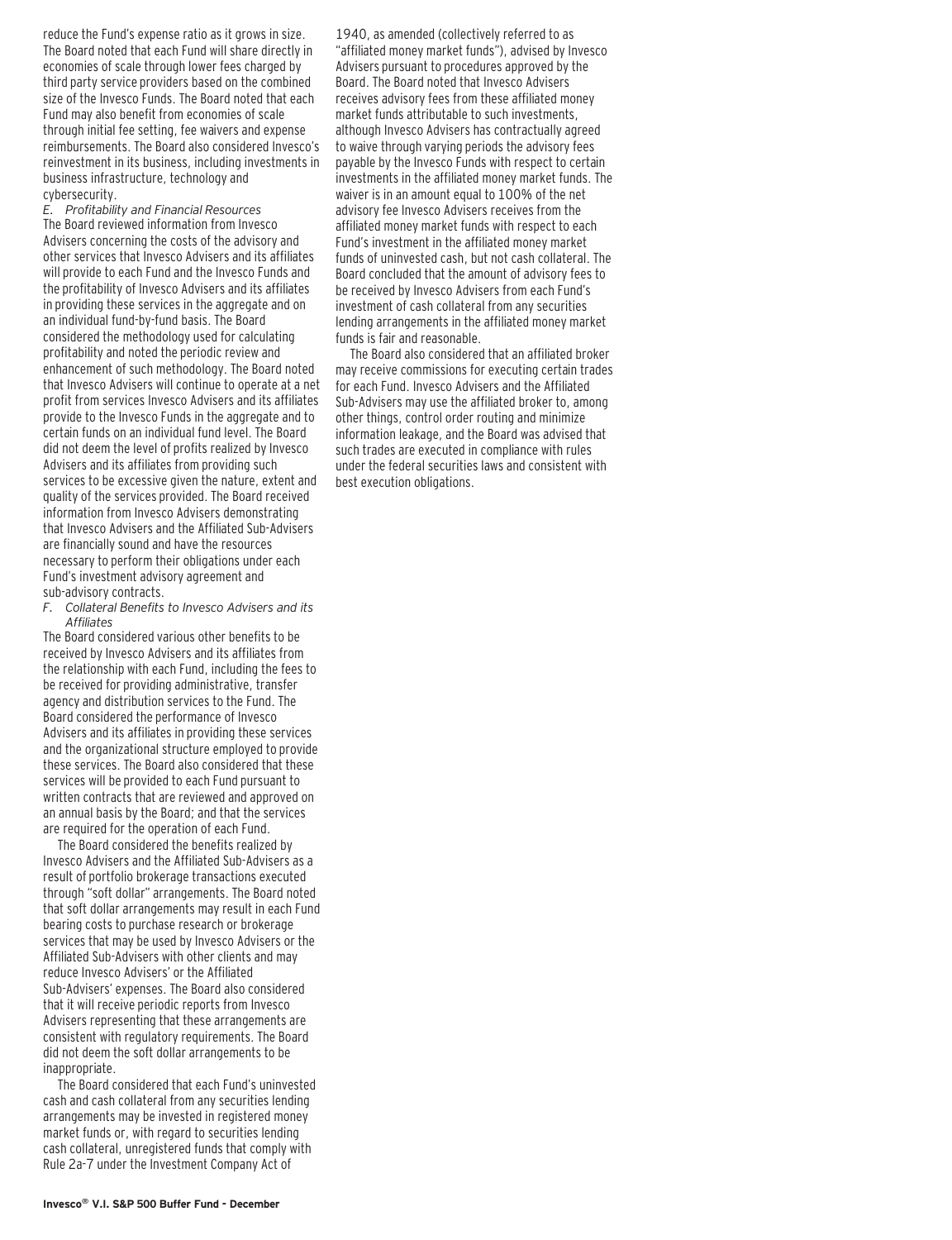reduce the Fund's expense ratio as it grows in size. The Board noted that each Fund will share directly in economies of scale through lower fees charged by third party service providers based on the combined size of the Invesco Funds. The Board noted that each Fund may also benefit from economies of scale through initial fee setting, fee waivers and expense reimbursements. The Board also considered Invesco's reinvestment in its business, including investments in business infrastructure, technology and cybersecurity.

*E. Profitability and Financial Resources*

The Board reviewed information from Invesco Advisers concerning the costs of the advisory and other services that Invesco Advisers and its affiliates will provide to each Fund and the Invesco Funds and the profitability of Invesco Advisers and its affiliates in providing these services in the aggregate and on an individual fund-by-fund basis. The Board considered the methodology used for calculating profitability and noted the periodic review and enhancement of such methodology. The Board noted that Invesco Advisers will continue to operate at a net profit from services Invesco Advisers and its affiliates provide to the Invesco Funds in the aggregate and to certain funds on an individual fund level. The Board did not deem the level of profits realized by Invesco Advisers and its affiliates from providing such services to be excessive given the nature, extent and quality of the services provided. The Board received information from Invesco Advisers demonstrating that Invesco Advisers and the Affiliated Sub-Advisers are financially sound and have the resources necessary to perform their obligations under each Fund's investment advisory agreement and sub-advisory contracts.

*F. Collateral Benefits to Invesco Advisers and its Affiliates*

The Board considered various other benefits to be received by Invesco Advisers and its affiliates from the relationship with each Fund, including the fees to be received for providing administrative, transfer agency and distribution services to the Fund. The Board considered the performance of Invesco Advisers and its affiliates in providing these services and the organizational structure employed to provide these services. The Board also considered that these services will be provided to each Fund pursuant to written contracts that are reviewed and approved on an annual basis by the Board; and that the services are required for the operation of each Fund.

The Board considered the benefits realized by Invesco Advisers and the Affiliated Sub-Advisers as a result of portfolio brokerage transactions executed through "soft dollar" arrangements. The Board noted that soft dollar arrangements may result in each Fund bearing costs to purchase research or brokerage services that may be used by Invesco Advisers or the Affiliated Sub-Advisers with other clients and may reduce Invesco Advisers' or the Affiliated Sub-Advisers' expenses. The Board also considered that it will receive periodic reports from Invesco Advisers representing that these arrangements are consistent with regulatory requirements. The Board did not deem the soft dollar arrangements to be inappropriate.

The Board considered that each Fund's uninvested cash and cash collateral from any securities lending arrangements may be invested in registered money market funds or, with regard to securities lending cash collateral, unregistered funds that comply with Rule 2a-7 under the Investment Company Act of 1940, as amended (collectively referred to as "affiliated money market funds"), advised by Invesco Advisers pursuant to procedures approved by the Board. The Board noted that Invesco Advisers receives advisory fees from these affiliated money market funds attributable to such investments, although Invesco Advisers has contractually agreed to waive through varying periods the advisory fees payable by the Invesco Funds with respect to certain investments in the affiliated money market funds. The waiver is in an amount equal to 100% of the net advisory fee Invesco Advisers receives from the affiliated money market funds with respect to each Fund's investment in the affiliated money market funds of uninvested cash, but not cash collateral. The Board concluded that the amount of advisory fees to be received by Invesco Advisers from each Fund's investment of cash collateral from any securities lending arrangements in the affiliated money market funds is fair and reasonable.

The Board also considered that an affiliated broker may receive commissions for executing certain trades for each Fund. Invesco Advisers and the Affiliated Sub-Advisers may use the affiliated broker to, among other things, control order routing and minimize information leakage, and the Board was advised that such trades are executed in compliance with rules under the federal securities laws and consistent with best execution obligations.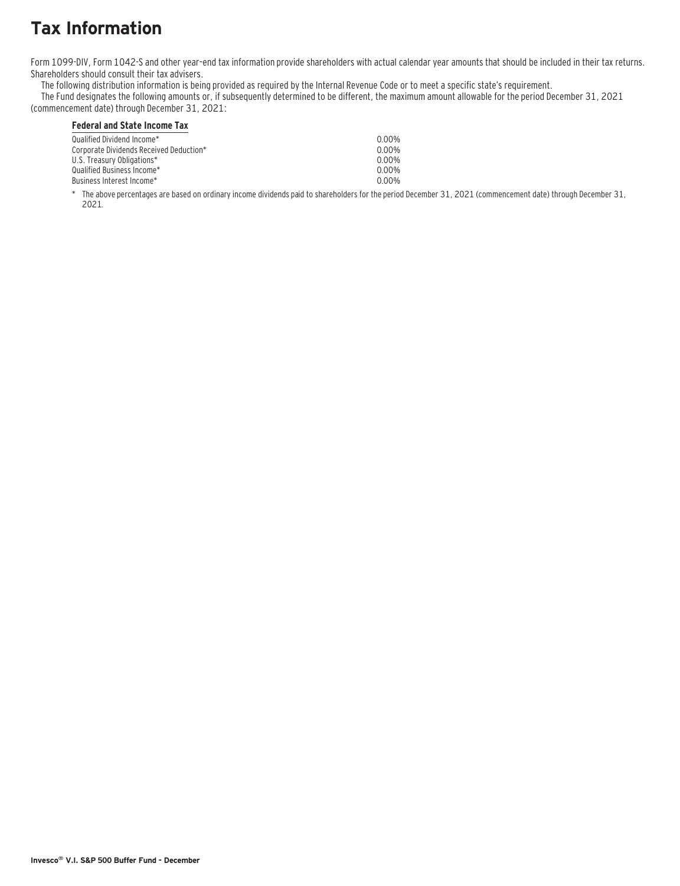# Tax Information

Form 1099-DIV, Form 1042-S and other year–end tax information provide shareholders with actual calendar year amounts that should be included in their tax returns. Shareholders should consult their tax advisers.

The following distribution information is being provided as required by the Internal Revenue Code or to meet a specific state's requirement.

The Fund designates the following amounts or, if subsequently determined to be different, the maximum amount allowable for the period December 31, 2021 (commencement date) through December 31, 2021:

| **Federal and State Income Tax** | |
|---|---|
| Qualified Dividend Income* | 0.00% |
| Corporate Dividends Received Deduction* | 0.00% |
| U.S. Treasury Obligations* | 0.00% |
| Qualified Business Income* | 0.00% |
| Business Interest Income* | 0.00% |

\* The above percentages are based on ordinary income dividends paid to shareholders for the period December 31, 2021 (commencement date) through December 31, 2021.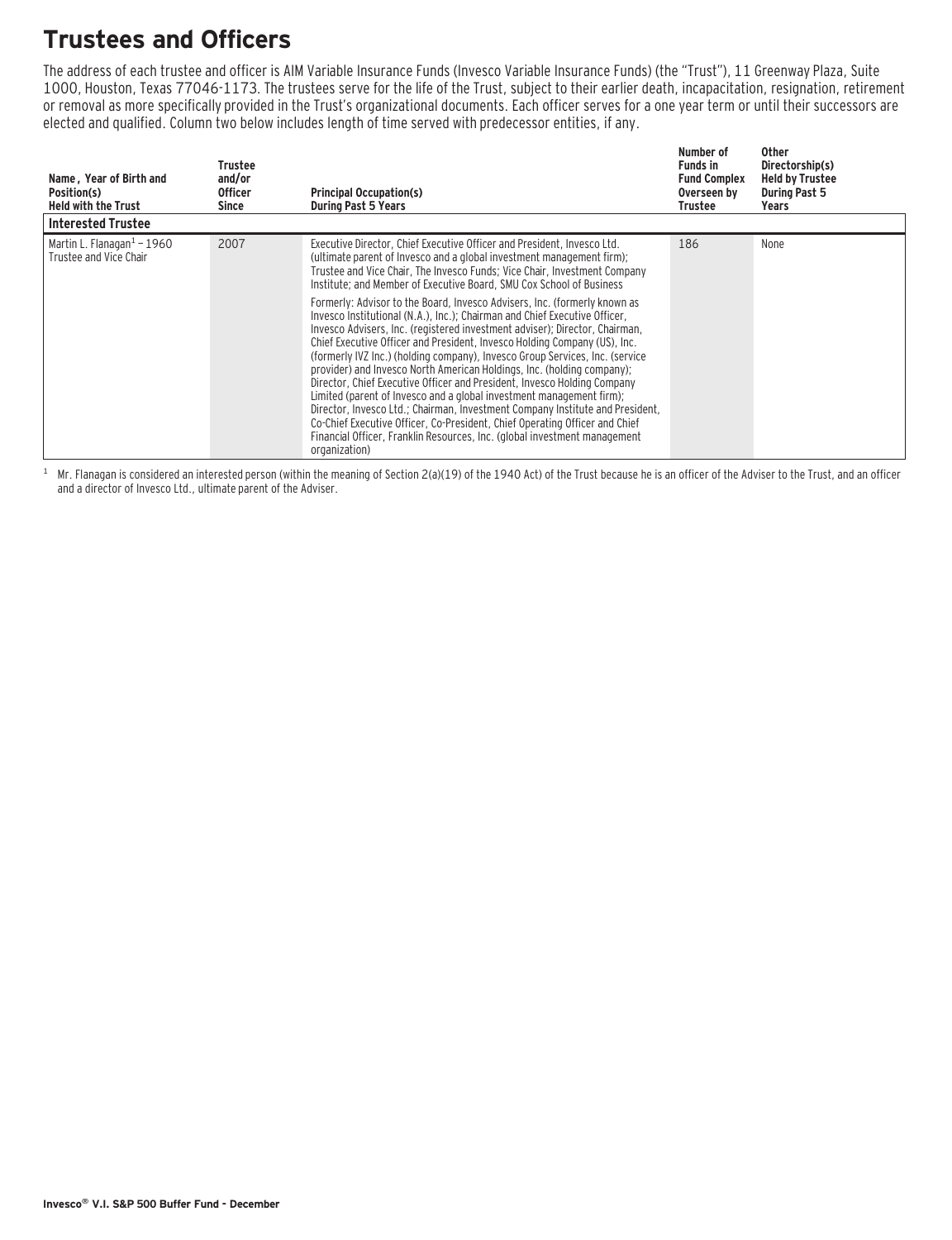# Trustees and Officers

The address of each trustee and officer is AIM Variable Insurance Funds (Invesco Variable Insurance Funds) (the "Trust"), 11 Greenway Plaza, Suite 1000, Houston, Texas 77046-1173. The trustees serve for the life of the Trust, subject to their earlier death, incapacitation, resignation, retirement or removal as more specifically provided in the Trust's organizational documents. Each officer serves for a one year term or until their successors are elected and qualified. Column two below includes length of time served with predecessor entities, if any.

| Name , Year of Birth and Position(s) Held with the Trust | Trustee and/or Officer Since | Principal Occupation(s) During Past 5 Years | Number of Funds in Fund Complex Overseen by Trustee | Other Directorship(s) Held by Trustee During Past 5 Years |
|---|---|---|---|---|
| **Interested Trustee** | | | | |
| Martin L. Flanagan[1] – 1960 Trustee and Vice Chair | 2007 | Executive Director, Chief Executive Officer and President, Invesco Ltd. (ultimate parent of Invesco and a global investment management firm); Trustee and Vice Chair, The Invesco Funds; Vice Chair, Investment Company Institute; and Member of Executive Board, SMU Cox School of Business<br><br>Formerly: Advisor to the Board, Invesco Advisers, Inc. (formerly known as Invesco Institutional (N.A.), Inc.); Chairman and Chief Executive Officer, Invesco Advisers, Inc. (registered investment adviser); Director, Chairman, Chief Executive Officer and President, Invesco Holding Company (US), Inc. (formerly IVZ Inc.) (holding company), Invesco Group Services, Inc. (service provider) and Invesco North American Holdings, Inc. (holding company); Director, Chief Executive Officer and President, Invesco Holding Company Limited (parent of Invesco and a global investment management firm); Director, Invesco Ltd.; Chairman, Investment Company Institute and President, Co-Chief Executive Officer, Co-President, Chief Operating Officer and Chief Financial Officer, Franklin Resources, Inc. (global investment management organization) | 186 | None |

[1] Mr. Flanagan is considered an interested person (within the meaning of Section 2(a)(19) of the 1940 Act) of the Trust because he is an officer of the Adviser to the Trust, and an officer and a director of Invesco Ltd., ultimate parent of the Adviser.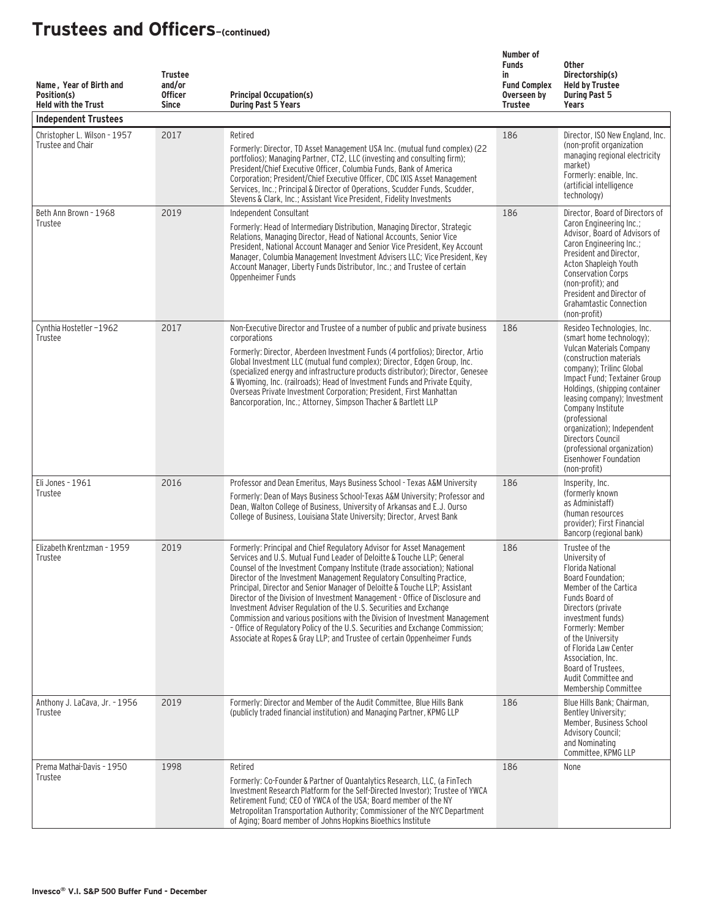# Trustees and Officers—(continued)

| Name , Year of Birth and Position(s) Held with the Trust | Trustee and/or Officer Since | Principal Occupation(s) During Past 5 Years | Number of Funds in Fund Complex Overseen by Trustee | Other Directorship(s) Held by Trustee During Past 5 Years |
|---|---|---|---|---|
| **Independent Trustees** | | | | |
| Christopher L. Wilson - 1957 Trustee and Chair | 2017 | Retired<br>Formerly: Director, TD Asset Management USA Inc. (mutual fund complex) (22 portfolios); Managing Partner, CT2, LLC (investing and consulting firm); President/Chief Executive Officer, Columbia Funds, Bank of America Corporation; President/Chief Executive Officer, CDC IXIS Asset Management Services, Inc.; Principal & Director of Operations, Scudder Funds, Scudder, Stevens & Clark, Inc.; Assistant Vice President, Fidelity Investments | 186 | Director, ISO New England, Inc. (non-profit organization managing regional electricity market)<br>Formerly: enaible, Inc. (artificial intelligence technology) |
| Beth Ann Brown - 1968 Trustee | 2019 | Independent Consultant<br>Formerly: Head of Intermediary Distribution, Managing Director, Strategic Relations, Managing Director, Head of National Accounts, Senior Vice President, National Account Manager and Senior Vice President, Key Account Manager, Columbia Management Investment Advisers LLC; Vice President, Key Account Manager, Liberty Funds Distributor, Inc.; and Trustee of certain Oppenheimer Funds | 186 | Director, Board of Directors of Caron Engineering Inc.; Advisor, Board of Advisors of Caron Engineering Inc.; President and Director, Acton Shapleigh Youth Conservation Corps (non-profit); and President and Director of Grahamtastic Connection (non-profit) |
| Cynthia Hostetler –1962 Trustee | 2017 | Non-Executive Director and Trustee of a number of public and private business corporations<br>Formerly: Director, Aberdeen Investment Funds (4 portfolios); Director, Artio Global Investment LLC (mutual fund complex); Director, Edgen Group, Inc. (specialized energy and infrastructure products distributor); Director, Genesee & Wyoming, Inc. (railroads); Head of Investment Funds and Private Equity, Overseas Private Investment Corporation; President, First Manhattan Bancorporation, Inc.; Attorney, Simpson Thacher & Bartlett LLP | 186 | Resideo Technologies, Inc. (smart home technology); Vulcan Materials Company (construction materials company); Trilinc Global Impact Fund; Textainer Group Holdings, (shipping container leasing company); Investment Company Institute (professional organization); Independent Directors Council (professional organization) Eisenhower Foundation (non-profit) |
| Eli Jones - 1961 Trustee | 2016 | Professor and Dean Emeritus, Mays Business School - Texas A&M University<br>Formerly: Dean of Mays Business School-Texas A&M University; Professor and Dean, Walton College of Business, University of Arkansas and E.J. Ourso College of Business, Louisiana State University; Director, Arvest Bank | 186 | Insperity, Inc. (formerly known as Administaff) (human resources provider); First Financial Bancorp (regional bank) |
| Elizabeth Krentzman - 1959 Trustee | 2019 | Formerly: Principal and Chief Regulatory Advisor for Asset Management Services and U.S. Mutual Fund Leader of Deloitte & Touche LLP; General Counsel of the Investment Company Institute (trade association); National Director of the Investment Management Regulatory Consulting Practice, Principal, Director and Senior Manager of Deloitte & Touche LLP; Assistant Director of the Division of Investment Management - Office of Disclosure and Investment Adviser Regulation of the U.S. Securities and Exchange Commission and various positions with the Division of Investment Management – Office of Regulatory Policy of the U.S. Securities and Exchange Commission; Associate at Ropes & Gray LLP; and Trustee of certain Oppenheimer Funds | 186 | Trustee of the University of Florida National Board Foundation; Member of the Cartica Funds Board of Directors (private investment funds)<br>Formerly: Member of the University of Florida Law Center Association, Inc. Board of Trustees, Audit Committee and Membership Committee |
| Anthony J. LaCava, Jr. - 1956 Trustee | 2019 | Formerly: Director and Member of the Audit Committee, Blue Hills Bank (publicly traded financial institution) and Managing Partner, KPMG LLP | 186 | Blue Hills Bank; Chairman, Bentley University; Member, Business School Advisory Council; and Nominating Committee, KPMG LLP |
| Prema Mathai-Davis - 1950 Trustee | 1998 | Retired<br>Formerly: Co-Founder & Partner of Quantalytics Research, LLC, (a FinTech Investment Research Platform for the Self-Directed Investor); Trustee of YWCA Retirement Fund; CEO of YWCA of the USA; Board member of the NY Metropolitan Transportation Authority; Commissioner of the NYC Department of Aging; Board member of Johns Hopkins Bioethics Institute | 186 | None |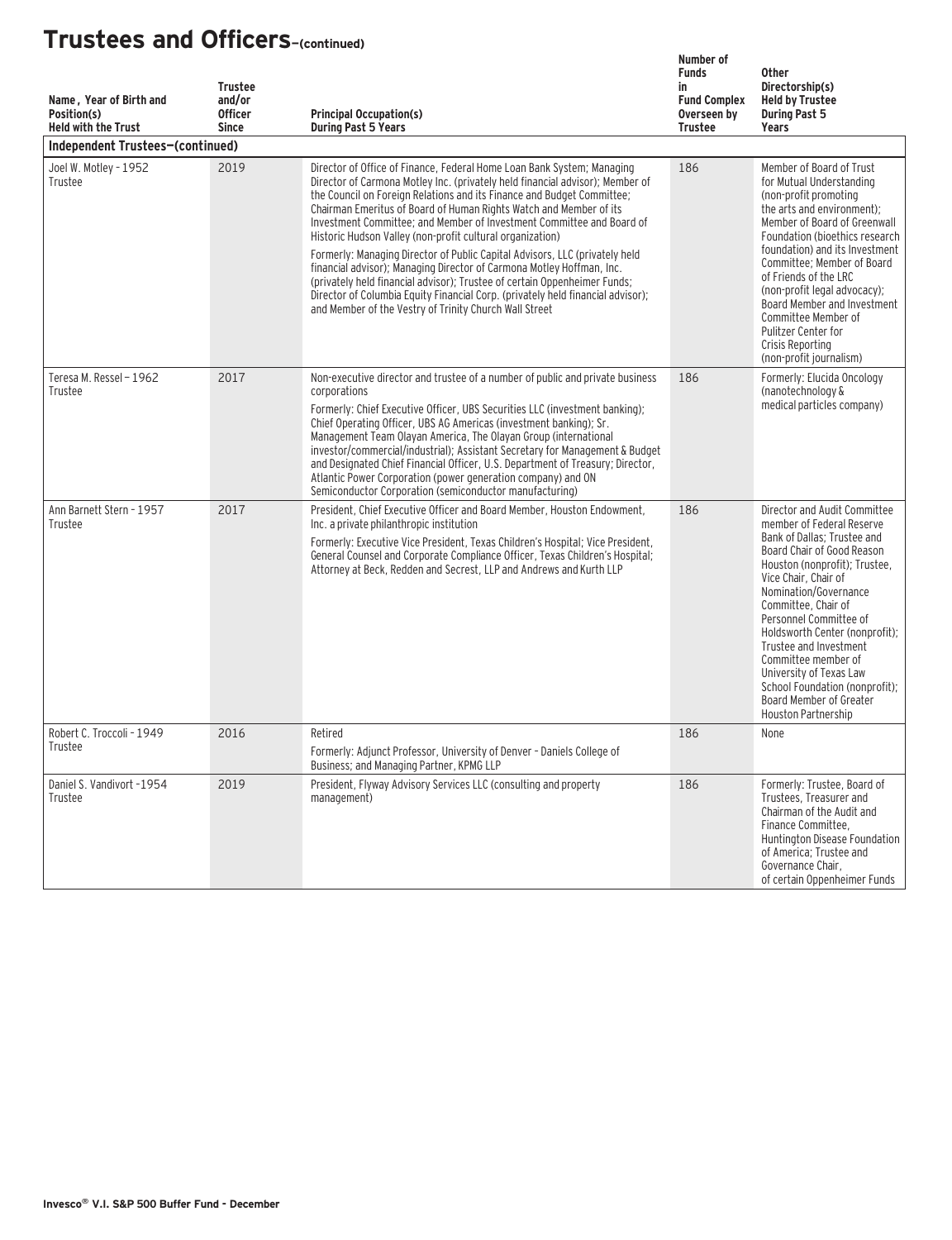# Trustees and Officers–(continued)

| Name, Year of Birth and Position(s) Held with the Trust | Trustee and/or Officer Since | Principal Occupation(s) During Past 5 Years | Number of Funds in Fund Complex Overseen by Trustee | Other Directorship(s) Held by Trustee During Past 5 Years |
|---|---|---|---|---|
| **Independent Trustees—(continued)** | | | | |
| Joel W. Motley - 1952 Trustee | 2019 | Director of Office of Finance, Federal Home Loan Bank System; Managing Director of Carmona Motley Inc. (privately held financial advisor); Member of the Council on Foreign Relations and its Finance and Budget Committee; Chairman Emeritus of Board of Human Rights Watch and Member of its Investment Committee; and Member of Investment Committee and Board of Historic Hudson Valley (non-profit cultural organization)<br>Formerly: Managing Director of Public Capital Advisors, LLC (privately held financial advisor); Managing Director of Carmona Motley Hoffman, Inc. (privately held financial advisor); Trustee of certain Oppenheimer Funds; Director of Columbia Equity Financial Corp. (privately held financial advisor); and Member of the Vestry of Trinity Church Wall Street | 186 | Member of Board of Trust for Mutual Understanding (non-profit promoting the arts and environment); Member of Board of Greenwall Foundation (bioethics research foundation) and its Investment Committee; Member of Board of Friends of the LRC (non-profit legal advocacy); Board Member and Investment Committee Member of Pulitzer Center for Crisis Reporting (non-profit journalism) |
| Teresa M. Ressel – 1962 Trustee | 2017 | Non-executive director and trustee of a number of public and private business corporations<br>Formerly: Chief Executive Officer, UBS Securities LLC (investment banking); Chief Operating Officer, UBS AG Americas (investment banking); Sr. Management Team Olayan America, The Olayan Group (international investor/commercial/industrial); Assistant Secretary for Management & Budget and Designated Chief Financial Officer, U.S. Department of Treasury; Director, Atlantic Power Corporation (power generation company) and ON Semiconductor Corporation (semiconductor manufacturing) | 186 | Formerly: Elucida Oncology (nanotechnology & medical particles company) |
| Ann Barnett Stern - 1957 Trustee | 2017 | President, Chief Executive Officer and Board Member, Houston Endowment, Inc. a private philanthropic institution<br>Formerly: Executive Vice President, Texas Children's Hospital; Vice President, General Counsel and Corporate Compliance Officer, Texas Children's Hospital; Attorney at Beck, Redden and Secrest, LLP and Andrews and Kurth LLP | 186 | Director and Audit Committee member of Federal Reserve Bank of Dallas; Trustee and Board Chair of Good Reason Houston (nonprofit); Trustee, Vice Chair, Chair of Nomination/Governance Committee, Chair of Personnel Committee of Holdsworth Center (nonprofit); Trustee and Investment Committee member of University of Texas Law School Foundation (nonprofit); Board Member of Greater Houston Partnership |
| Robert C. Troccoli - 1949 Trustee | 2016 | Retired<br>Formerly: Adjunct Professor, University of Denver – Daniels College of Business; and Managing Partner, KPMG LLP | 186 | None |
| Daniel S. Vandivort -1954 Trustee | 2019 | President, Flyway Advisory Services LLC (consulting and property management) | 186 | Formerly: Trustee, Board of Trustees, Treasurer and Chairman of the Audit and Finance Committee, Huntington Disease Foundation of America; Trustee and Governance Chair, of certain Oppenheimer Funds |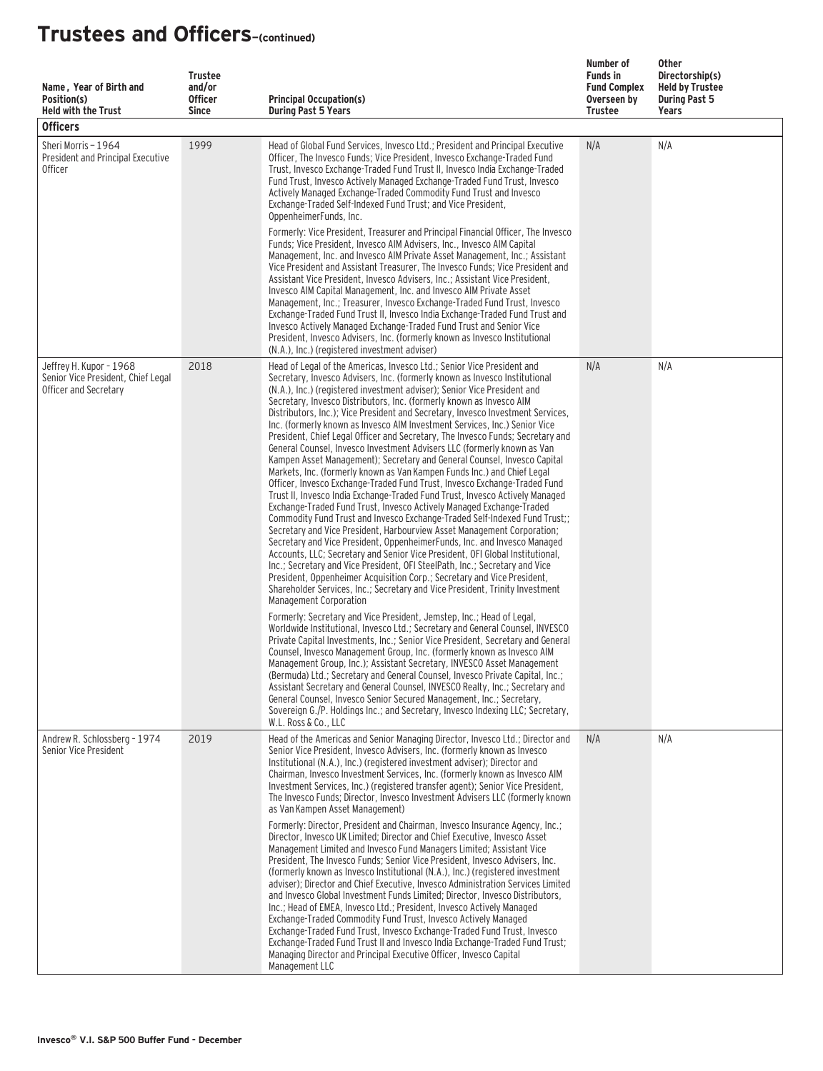# Trustees and Officers–(continued)

| Name , Year of Birth and Position(s) Held with the Trust | Trustee and/or Officer Since | Principal Occupation(s) During Past 5 Years | Number of Funds in Fund Complex Overseen by Trustee | Other Directorship(s) Held by Trustee During Past 5 Years |
|---|---|---|---|---|
| **Officers** | | | | |
| Sheri Morris – 1964<br>President and Principal Executive Officer | 1999 | Head of Global Fund Services, Invesco Ltd.; President and Principal Executive Officer, The Invesco Funds; Vice President, Invesco Exchange-Traded Fund Trust, Invesco Exchange-Traded Fund Trust II, Invesco India Exchange-Traded Fund Trust, Invesco Actively Managed Exchange-Traded Fund Trust, Invesco Actively Managed Exchange-Traded Commodity Fund Trust and Invesco Exchange-Traded Self-Indexed Fund Trust; and Vice President, OppenheimerFunds, Inc.<br><br>Formerly: Vice President, Treasurer and Principal Financial Officer, The Invesco Funds; Vice President, Invesco AIM Advisers, Inc., Invesco AIM Capital Management, Inc. and Invesco AIM Private Asset Management, Inc.; Assistant Vice President and Assistant Treasurer, The Invesco Funds; Vice President and Assistant Vice President, Invesco Advisers, Inc.; Assistant Vice President, Invesco AIM Capital Management, Inc. and Invesco AIM Private Asset Management, Inc.; Treasurer, Invesco Exchange-Traded Fund Trust, Invesco Exchange-Traded Fund Trust II, Invesco India Exchange-Traded Fund Trust and Invesco Actively Managed Exchange-Traded Fund Trust and Senior Vice President, Invesco Advisers, Inc. (formerly known as Invesco Institutional (N.A.), Inc.) (registered investment adviser) | N/A | N/A |
| Jeffrey H. Kupor - 1968<br>Senior Vice President, Chief Legal Officer and Secretary | 2018 | Head of Legal of the Americas, Invesco Ltd.; Senior Vice President and Secretary, Invesco Advisers, Inc. (formerly known as Invesco Institutional (N.A.), Inc.) (registered investment adviser); Senior Vice President and Secretary, Invesco Distributors, Inc. (formerly known as Invesco AIM Distributors, Inc.); Vice President and Secretary, Invesco Investment Services, Inc. (formerly known as Invesco AIM Investment Services, Inc.) Senior Vice President, Chief Legal Officer and Secretary, The Invesco Funds; Secretary and General Counsel, Invesco Investment Advisers LLC (formerly known as Van Kampen Asset Management); Secretary and General Counsel, Invesco Capital Markets, Inc. (formerly known as Van Kampen Funds Inc.) and Chief Legal Officer, Invesco Exchange-Traded Fund Trust, Invesco Exchange-Traded Fund Trust II, Invesco India Exchange-Traded Fund Trust, Invesco Actively Managed Exchange-Traded Fund Trust, Invesco Actively Managed Exchange-Traded Commodity Fund Trust and Invesco Exchange-Traded Self-Indexed Fund Trust;; Secretary and Vice President, Harbourview Asset Management Corporation; Secretary and Vice President, OppenheimerFunds, Inc. and Invesco Managed Accounts, LLC; Secretary and Senior Vice President, OFI Global Institutional, Inc.; Secretary and Vice President, OFI SteelPath, Inc.; Secretary and Vice President, Oppenheimer Acquisition Corp.; Secretary and Vice President, Shareholder Services, Inc.; Secretary and Vice President, Trinity Investment Management Corporation<br><br>Formerly: Secretary and Vice President, Jemstep, Inc.; Head of Legal, Worldwide Institutional, Invesco Ltd.; Secretary and General Counsel, INVESCO Private Capital Investments, Inc.; Senior Vice President, Secretary and General Counsel, Invesco Management Group, Inc. (formerly known as Invesco AIM Management Group, Inc.); Assistant Secretary, INVESCO Asset Management (Bermuda) Ltd.; Secretary and General Counsel, Invesco Private Capital, Inc.; Assistant Secretary and General Counsel, INVESCO Realty, Inc.; Secretary and General Counsel, Invesco Senior Secured Management, Inc.; Secretary, Sovereign G./P. Holdings Inc.; and Secretary, Invesco Indexing LLC; Secretary, W.L. Ross & Co., LLC | N/A | N/A |
| Andrew R. Schlossberg - 1974<br>Senior Vice President | 2019 | Head of the Americas and Senior Managing Director, Invesco Ltd.; Director and Senior Vice President, Invesco Advisers, Inc. (formerly known as Invesco Institutional (N.A.), Inc.) (registered investment adviser); Director and Chairman, Invesco Investment Services, Inc. (formerly known as Invesco AIM Investment Services, Inc.) (registered transfer agent); Senior Vice President, The Invesco Funds; Director, Invesco Investment Advisers LLC (formerly known as Van Kampen Asset Management)<br><br>Formerly: Director, President and Chairman, Invesco Insurance Agency, Inc.; Director, Invesco UK Limited; Director and Chief Executive, Invesco Asset Management Limited and Invesco Fund Managers Limited; Assistant Vice President, The Invesco Funds; Senior Vice President, Invesco Advisers, Inc. (formerly known as Invesco Institutional (N.A.), Inc.) (registered investment adviser); Director and Chief Executive, Invesco Administration Services Limited and Invesco Global Investment Funds Limited; Director, Invesco Distributors, Inc.; Head of EMEA, Invesco Ltd.; President, Invesco Actively Managed Exchange-Traded Commodity Fund Trust, Invesco Actively Managed Exchange-Traded Fund Trust, Invesco Exchange-Traded Fund Trust, Invesco Exchange-Traded Fund Trust II and Invesco India Exchange-Traded Fund Trust; Managing Director and Principal Executive Officer, Invesco Capital Management LLC | N/A | N/A |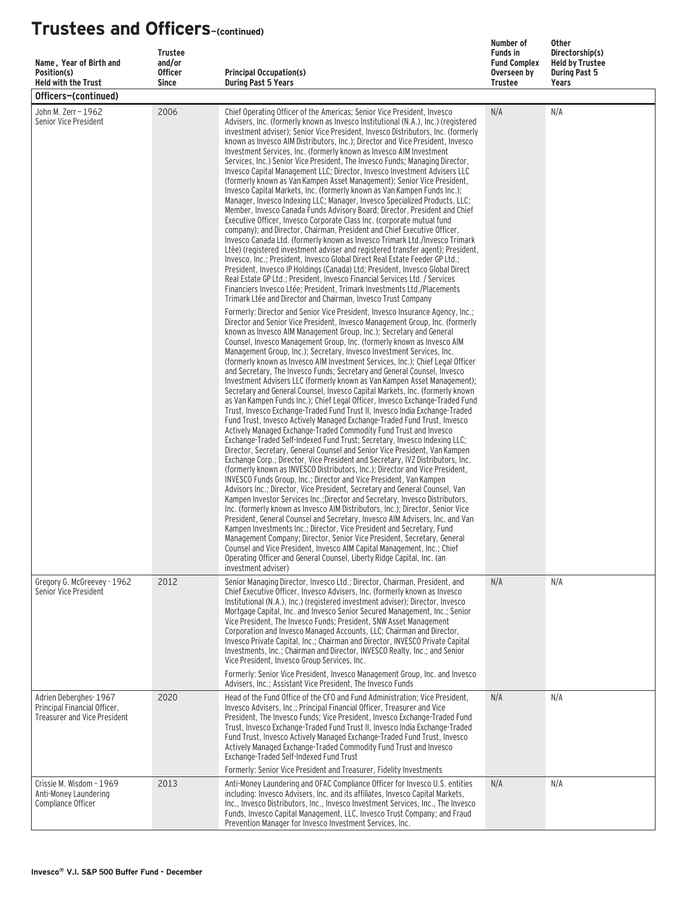# Trustees and Officers—(continued)

| Name , Year of Birth and Position(s) Held with the Trust | Trustee and/or Officer Since | Principal Occupation(s) During Past 5 Years | Number of Funds in Fund Complex Overseen by Trustee | Other Directorship(s) Held by Trustee During Past 5 Years |
|---|---|---|---|---|
| **Officers—(continued)** | | | | |
| John M. Zerr – 1962<br>Senior Vice President | 2006 | Chief Operating Officer of the Americas; Senior Vice President, Invesco Advisers, Inc. (formerly known as Invesco Institutional (N.A.), Inc.) (registered investment adviser); Senior Vice President, Invesco Distributors, Inc. (formerly known as Invesco AIM Distributors, Inc.); Director and Vice President, Invesco Investment Services, Inc. (formerly known as Invesco AIM Investment Services, Inc.) Senior Vice President, The Invesco Funds; Managing Director, Invesco Capital Management LLC; Director, Invesco Investment Advisers LLC (formerly known as Van Kampen Asset Management); Senior Vice President, Invesco Capital Markets, Inc. (formerly known as Van Kampen Funds Inc.); Manager, Invesco Indexing LLC; Manager, Invesco Specialized Products, LLC; Member, Invesco Canada Funds Advisory Board; Director, President and Chief Executive Officer, Invesco Corporate Class Inc. (corporate mutual fund company); and Director, Chairman, President and Chief Executive Officer, Invesco Canada Ltd. (formerly known as Invesco Trimark Ltd./Invesco Trimark Ltèe) (registered investment adviser and registered transfer agent); President, Invesco, Inc.; President, Invesco Global Direct Real Estate Feeder GP Ltd.; President, Invesco IP Holdings (Canada) Ltd; President, Invesco Global Direct Real Estate GP Ltd.; President, Invesco Financial Services Ltd. / Services Financiers Invesco Ltée; President, Trimark Investments Ltd./Placements Trimark Ltée and Director and Chairman, Invesco Trust Company<br><br>Formerly: Director and Senior Vice President, Invesco Insurance Agency, Inc.; Director and Senior Vice President, Invesco Management Group, Inc. (formerly known as Invesco AIM Management Group, Inc.); Secretary and General Counsel, Invesco Management Group, Inc. (formerly known as Invesco AIM Management Group, Inc.); Secretary, Invesco Investment Services, Inc. (formerly known as Invesco AIM Investment Services, Inc.); Chief Legal Officer and Secretary, The Invesco Funds; Secretary and General Counsel, Invesco Investment Advisers LLC (formerly known as Van Kampen Asset Management); Secretary and General Counsel, Invesco Capital Markets, Inc. (formerly known as Van Kampen Funds Inc.); Chief Legal Officer, Invesco Exchange-Traded Fund Trust, Invesco Exchange-Traded Fund Trust II, Invesco India Exchange-Traded Fund Trust, Invesco Actively Managed Exchange-Traded Fund Trust, Invesco Actively Managed Exchange-Traded Commodity Fund Trust and Invesco Exchange-Traded Self-Indexed Fund Trust; Secretary, Invesco Indexing LLC; Director, Secretary, General Counsel and Senior Vice President, Van Kampen Exchange Corp.; Director, Vice President and Secretary, IVZ Distributors, Inc. (formerly known as INVESCO Distributors, Inc.); Director and Vice President, INVESCO Funds Group, Inc.; Director and Vice President, Van Kampen Advisors Inc.; Director, Vice President, Secretary and General Counsel, Van Kampen Investor Services Inc.;Director and Secretary, Invesco Distributors, Inc. (formerly known as Invesco AIM Distributors, Inc.); Director, Senior Vice President, General Counsel and Secretary, Invesco AIM Advisers, Inc. and Van Kampen Investments Inc.; Director, Vice President and Secretary, Fund Management Company; Director, Senior Vice President, Secretary, General Counsel and Vice President, Invesco AIM Capital Management, Inc.; Chief Operating Officer and General Counsel, Liberty Ridge Capital, Inc. (an investment adviser) | N/A | N/A |
| Gregory G. McGreevey - 1962<br>Senior Vice President | 2012 | Senior Managing Director, Invesco Ltd.; Director, Chairman, President, and Chief Executive Officer, Invesco Advisers, Inc. (formerly known as Invesco Institutional (N.A.), Inc.) (registered investment adviser); Director, Invesco Mortgage Capital, Inc. and Invesco Senior Secured Management, Inc.; Senior Vice President, The Invesco Funds; President, SNW Asset Management Corporation and Invesco Managed Accounts, LLC; Chairman and Director, Invesco Private Capital, Inc.; Chairman and Director, INVESCO Private Capital Investments, Inc.; Chairman and Director, INVESCO Realty, Inc.; and Senior Vice President, Invesco Group Services, Inc.<br><br>Formerly: Senior Vice President, Invesco Management Group, Inc. and Invesco Advisers, Inc.; Assistant Vice President, The Invesco Funds | N/A | N/A |
| Adrien Deberghes- 1967<br>Principal Financial Officer, Treasurer and Vice President | 2020 | Head of the Fund Office of the CFO and Fund Administration; Vice President, Invesco Advisers, Inc.; Principal Financial Officer, Treasurer and Vice President, The Invesco Funds; Vice President, Invesco Exchange-Traded Fund Trust, Invesco Exchange-Traded Fund Trust II, Invesco India Exchange-Traded Fund Trust, Invesco Actively Managed Exchange-Traded Fund Trust, Invesco Actively Managed Exchange-Traded Commodity Fund Trust and Invesco Exchange-Traded Self-Indexed Fund Trust<br><br>Formerly: Senior Vice President and Treasurer, Fidelity Investments | N/A | N/A |
| Crissie M. Wisdom - 1969<br>Anti-Money Laundering Compliance Officer | 2013 | Anti-Money Laundering and OFAC Compliance Officer for Invesco U.S. entities including: Invesco Advisers, Inc. and its affiliates, Invesco Capital Markets, Inc., Invesco Distributors, Inc., Invesco Investment Services, Inc., The Invesco Funds, Invesco Capital Management, LLC, Invesco Trust Company; and Fraud Prevention Manager for Invesco Investment Services, Inc. | N/A | N/A |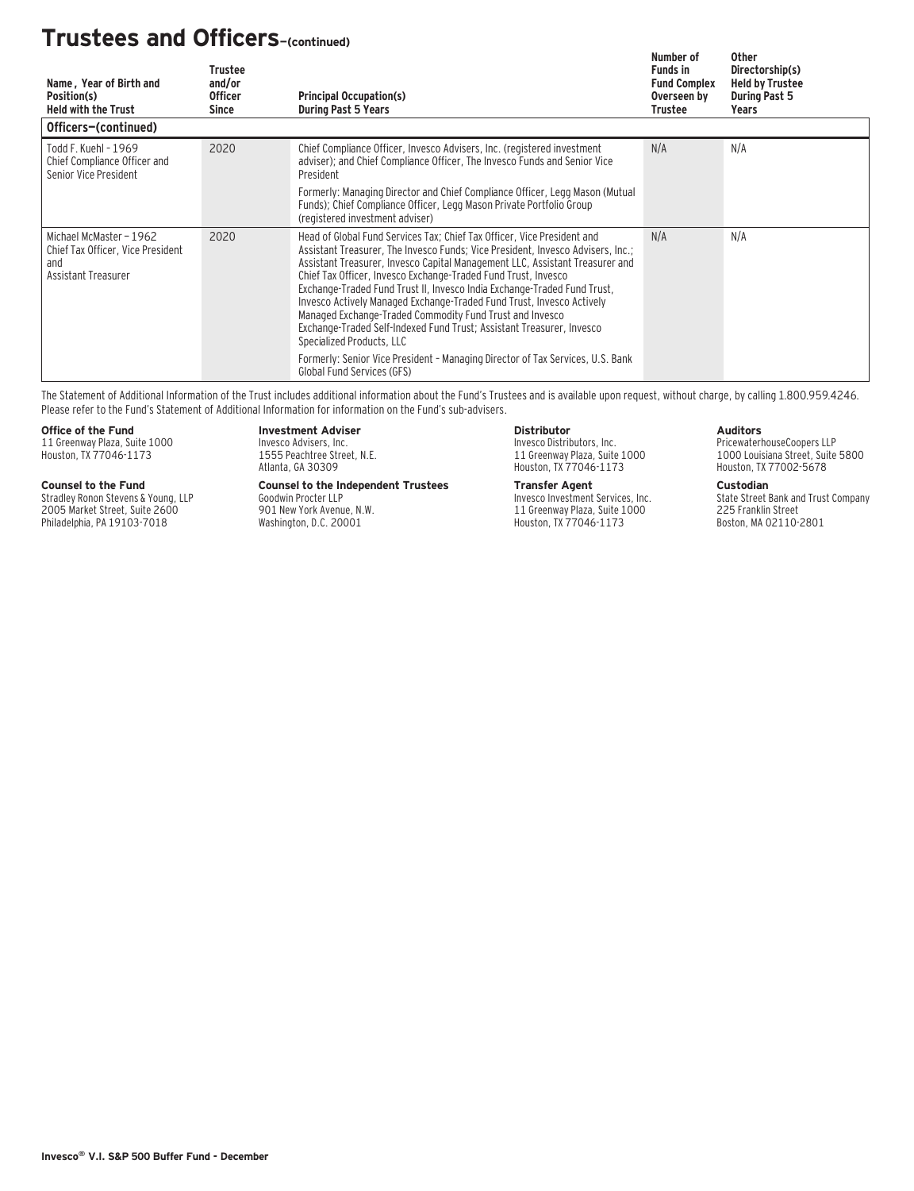# Trustees and Officers–(continued)

| Name, Year of Birth and Position(s) Held with the Trust | Trustee and/or Officer Since | Principal Occupation(s) During Past 5 Years | Number of Funds in Fund Complex Overseen by Trustee | Other Directorship(s) Held by Trustee During Past 5 Years |
|---|---|---|---|---|
| **Officers–(continued)** | | | | |
| Todd F. Kuehl - 1969 Chief Compliance Officer and Senior Vice President | 2020 | Chief Compliance Officer, Invesco Advisers, Inc. (registered investment adviser); and Chief Compliance Officer, The Invesco Funds and Senior Vice President<br><br>Formerly: Managing Director and Chief Compliance Officer, Legg Mason (Mutual Funds); Chief Compliance Officer, Legg Mason Private Portfolio Group (registered investment adviser) | N/A | N/A |
| Michael McMaster – 1962 Chief Tax Officer, Vice President and Assistant Treasurer | 2020 | Head of Global Fund Services Tax; Chief Tax Officer, Vice President and Assistant Treasurer, The Invesco Funds; Vice President, Invesco Advisers, Inc.; Assistant Treasurer, Invesco Capital Management LLC, Assistant Treasurer and Chief Tax Officer, Invesco Exchange-Traded Fund Trust, Invesco Exchange-Traded Fund Trust II, Invesco India Exchange-Traded Fund Trust, Invesco Actively Managed Exchange-Traded Fund Trust, Invesco Actively Managed Exchange-Traded Commodity Fund Trust and Invesco Exchange-Traded Self-Indexed Fund Trust; Assistant Treasurer, Invesco Specialized Products, LLC<br><br>Formerly: Senior Vice President - Managing Director of Tax Services, U.S. Bank Global Fund Services (GFS) | N/A | N/A |

The Statement of Additional Information of the Trust includes additional information about the Fund's Trustees and is available upon request, without charge, by calling 1.800.959.4246. Please refer to the Fund's Statement of Additional Information for information on the Fund's sub-advisers.

**Office of the Fund**
11 Greenway Plaza, Suite 1000
Houston, TX 77046-1173

**Counsel to the Fund**
Stradley Ronon Stevens & Young, LLP
2005 Market Street, Suite 2600
Philadelphia, PA 19103-7018

**Investment Adviser**
Invesco Advisers, Inc.
1555 Peachtree Street, N.E.
Atlanta, GA 30309

**Counsel to the Independent Trustees**
Goodwin Procter LLP
901 New York Avenue, N.W.
Washington, D.C. 20001

**Distributor**
Invesco Distributors, Inc.
11 Greenway Plaza, Suite 1000
Houston, TX 77046-1173

**Transfer Agent**
Invesco Investment Services, Inc.
11 Greenway Plaza, Suite 1000
Houston, TX 77046-1173

**Auditors**
PricewaterhouseCoopers LLP
1000 Louisiana Street, Suite 5800
Houston, TX 77002-5678

**Custodian**
State Street Bank and Trust Company
225 Franklin Street
Boston, MA 02110-2801